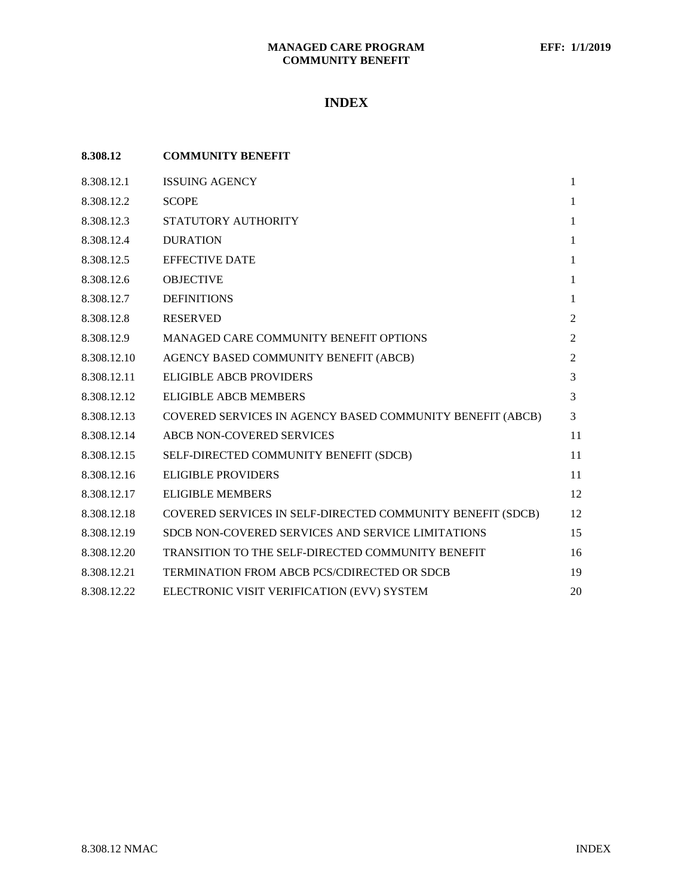# INDEX

| 8.308.12 | COMMUNITY BENEFIT | |
|---|---|---|
| 8.308.12.1 | ISSUING AGENCY | 1 |
| 8.308.12.2 | SCOPE | 1 |
| 8.308.12.3 | STATUTORY AUTHORITY | 1 |
| 8.308.12.4 | DURATION | 1 |
| 8.308.12.5 | EFFECTIVE DATE | 1 |
| 8.308.12.6 | OBJECTIVE | 1 |
| 8.308.12.7 | DEFINITIONS | 1 |
| 8.308.12.8 | RESERVED | 2 |
| 8.308.12.9 | MANAGED CARE COMMUNITY BENEFIT OPTIONS | 2 |
| 8.308.12.10 | AGENCY BASED COMMUNITY BENEFIT (ABCB) | 2 |
| 8.308.12.11 | ELIGIBLE ABCB PROVIDERS | 3 |
| 8.308.12.12 | ELIGIBLE ABCB MEMBERS | 3 |
| 8.308.12.13 | COVERED SERVICES IN AGENCY BASED COMMUNITY BENEFIT (ABCB) | 3 |
| 8.308.12.14 | ABCB NON-COVERED SERVICES | 11 |
| 8.308.12.15 | SELF-DIRECTED COMMUNITY BENEFIT (SDCB) | 11 |
| 8.308.12.16 | ELIGIBLE PROVIDERS | 11 |
| 8.308.12.17 | ELIGIBLE MEMBERS | 12 |
| 8.308.12.18 | COVERED SERVICES IN SELF-DIRECTED COMMUNITY BENEFIT (SDCB) | 12 |
| 8.308.12.19 | SDCB NON-COVERED SERVICES AND SERVICE LIMITATIONS | 15 |
| 8.308.12.20 | TRANSITION TO THE SELF-DIRECTED COMMUNITY BENEFIT | 16 |
| 8.308.12.21 | TERMINATION FROM ABCB PCS/CDIRECTED OR SDCB | 19 |
| 8.308.12.22 | ELECTRONIC VISIT VERIFICATION (EVV) SYSTEM | 20 |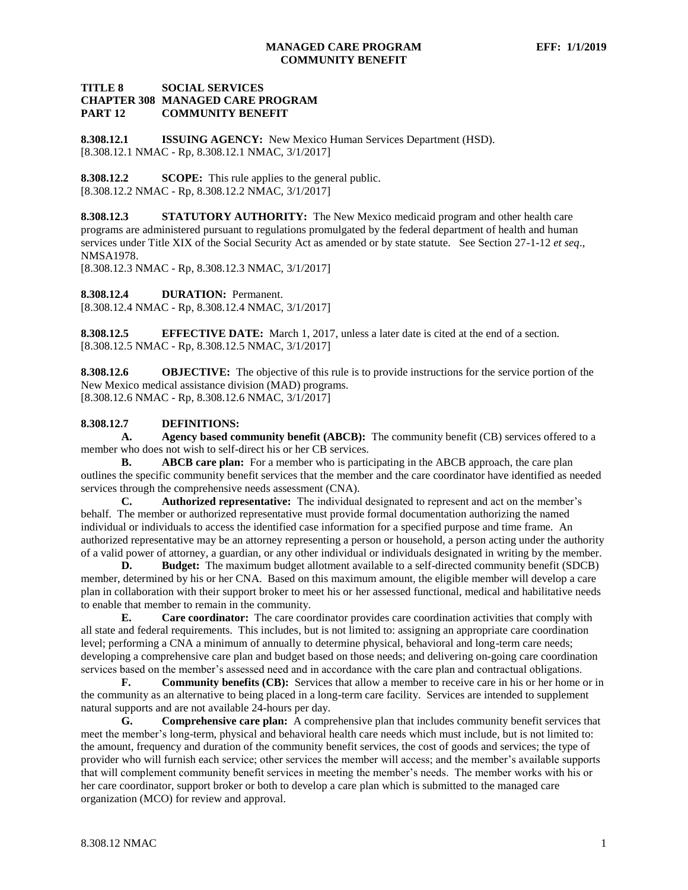**TITLE 8 SOCIAL SERVICES**
**CHAPTER 308 MANAGED CARE PROGRAM**
**PART 12 COMMUNITY BENEFIT**

**8.308.12.1 ISSUING AGENCY:** New Mexico Human Services Department (HSD).
[8.308.12.1 NMAC - Rp, 8.308.12.1 NMAC, 3/1/2017]

**8.308.12.2 SCOPE:** This rule applies to the general public.
[8.308.12.2 NMAC - Rp, 8.308.12.2 NMAC, 3/1/2017]

**8.308.12.3 STATUTORY AUTHORITY:** The New Mexico medicaid program and other health care programs are administered pursuant to regulations promulgated by the federal department of health and human services under Title XIX of the Social Security Act as amended or by state statute. See Section 27-1-12 *et seq*., NMSA1978.
[8.308.12.3 NMAC - Rp, 8.308.12.3 NMAC, 3/1/2017]

**8.308.12.4 DURATION:** Permanent.
[8.308.12.4 NMAC - Rp, 8.308.12.4 NMAC, 3/1/2017]

**8.308.12.5 EFFECTIVE DATE:** March 1, 2017, unless a later date is cited at the end of a section.
[8.308.12.5 NMAC - Rp, 8.308.12.5 NMAC, 3/1/2017]

**8.308.12.6 OBJECTIVE:** The objective of this rule is to provide instructions for the service portion of the New Mexico medical assistance division (MAD) programs.
[8.308.12.6 NMAC - Rp, 8.308.12.6 NMAC, 3/1/2017]

**8.308.12.7 DEFINITIONS:**

**A. Agency based community benefit (ABCB):** The community benefit (CB) services offered to a member who does not wish to self-direct his or her CB services.

**B. ABCB care plan:** For a member who is participating in the ABCB approach, the care plan outlines the specific community benefit services that the member and the care coordinator have identified as needed services through the comprehensive needs assessment (CNA).

**C. Authorized representative:** The individual designated to represent and act on the member's behalf. The member or authorized representative must provide formal documentation authorizing the named individual or individuals to access the identified case information for a specified purpose and time frame. An authorized representative may be an attorney representing a person or household, a person acting under the authority of a valid power of attorney, a guardian, or any other individual or individuals designated in writing by the member.

**D. Budget:** The maximum budget allotment available to a self-directed community benefit (SDCB) member, determined by his or her CNA. Based on this maximum amount, the eligible member will develop a care plan in collaboration with their support broker to meet his or her assessed functional, medical and habilitative needs to enable that member to remain in the community.

**E. Care coordinator:** The care coordinator provides care coordination activities that comply with all state and federal requirements. This includes, but is not limited to: assigning an appropriate care coordination level; performing a CNA a minimum of annually to determine physical, behavioral and long-term care needs; developing a comprehensive care plan and budget based on those needs; and delivering on-going care coordination services based on the member's assessed need and in accordance with the care plan and contractual obligations.

**F. Community benefits (CB):** Services that allow a member to receive care in his or her home or in the community as an alternative to being placed in a long-term care facility. Services are intended to supplement natural supports and are not available 24-hours per day.

**G. Comprehensive care plan:** A comprehensive plan that includes community benefit services that meet the member's long-term, physical and behavioral health care needs which must include, but is not limited to: the amount, frequency and duration of the community benefit services, the cost of goods and services; the type of provider who will furnish each service; other services the member will access; and the member's available supports that will complement community benefit services in meeting the member's needs. The member works with his or her care coordinator, support broker or both to develop a care plan which is submitted to the managed care organization (MCO) for review and approval.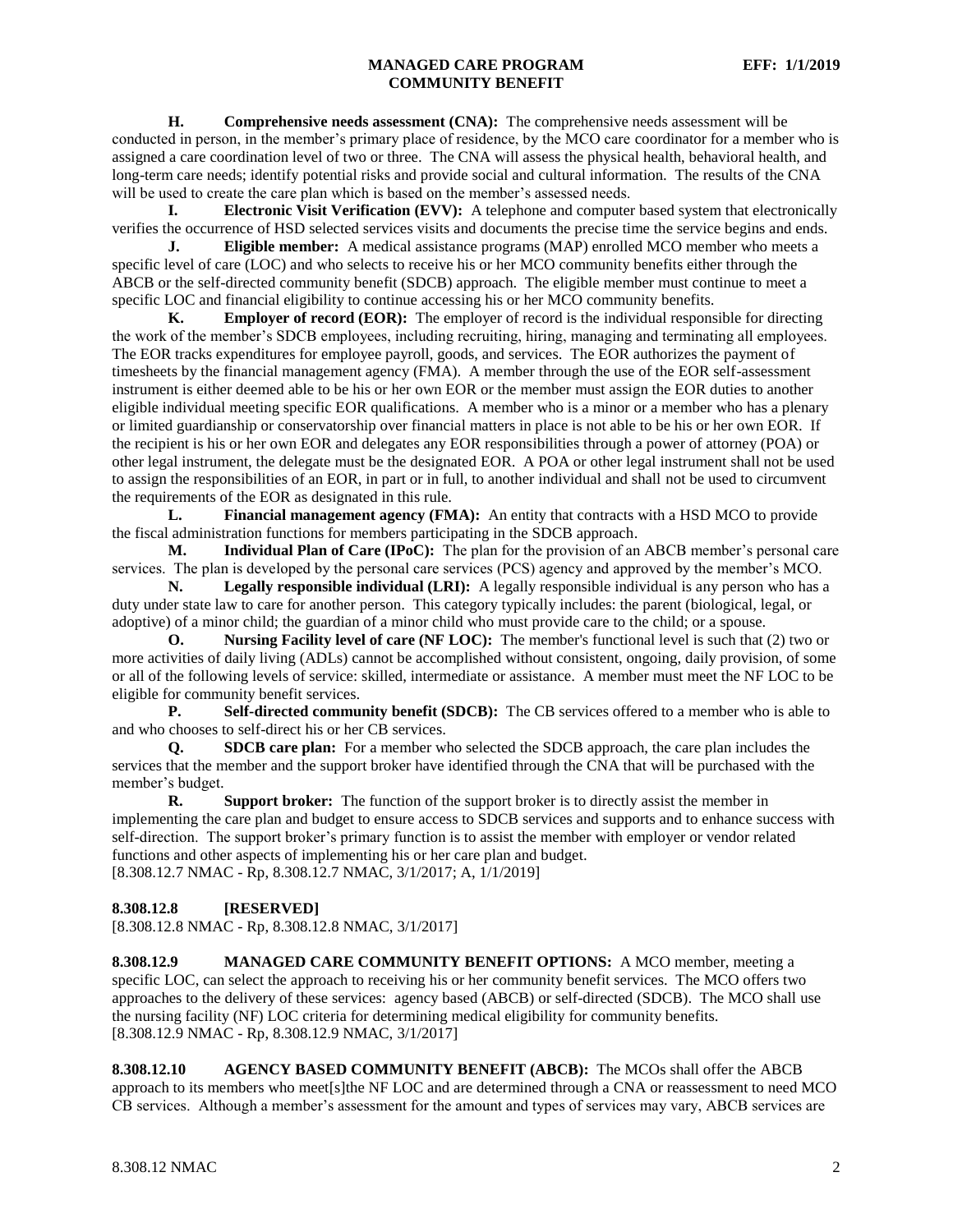**H. Comprehensive needs assessment (CNA):** The comprehensive needs assessment will be conducted in person, in the member's primary place of residence, by the MCO care coordinator for a member who is assigned a care coordination level of two or three. The CNA will assess the physical health, behavioral health, and long-term care needs; identify potential risks and provide social and cultural information. The results of the CNA will be used to create the care plan which is based on the member's assessed needs.

**I. Electronic Visit Verification (EVV):** A telephone and computer based system that electronically verifies the occurrence of HSD selected services visits and documents the precise time the service begins and ends.

**J. Eligible member:** A medical assistance programs (MAP) enrolled MCO member who meets a specific level of care (LOC) and who selects to receive his or her MCO community benefits either through the ABCB or the self-directed community benefit (SDCB) approach. The eligible member must continue to meet a specific LOC and financial eligibility to continue accessing his or her MCO community benefits.

**K. Employer of record (EOR):** The employer of record is the individual responsible for directing the work of the member's SDCB employees, including recruiting, hiring, managing and terminating all employees. The EOR tracks expenditures for employee payroll, goods, and services. The EOR authorizes the payment of timesheets by the financial management agency (FMA). A member through the use of the EOR self-assessment instrument is either deemed able to be his or her own EOR or the member must assign the EOR duties to another eligible individual meeting specific EOR qualifications. A member who is a minor or a member who has a plenary or limited guardianship or conservatorship over financial matters in place is not able to be his or her own EOR. If the recipient is his or her own EOR and delegates any EOR responsibilities through a power of attorney (POA) or other legal instrument, the delegate must be the designated EOR. A POA or other legal instrument shall not be used to assign the responsibilities of an EOR, in part or in full, to another individual and shall not be used to circumvent the requirements of the EOR as designated in this rule.

**L. Financial management agency (FMA):** An entity that contracts with a HSD MCO to provide the fiscal administration functions for members participating in the SDCB approach.

**M. Individual Plan of Care (IPoC):** The plan for the provision of an ABCB member's personal care services. The plan is developed by the personal care services (PCS) agency and approved by the member's MCO.

**N. Legally responsible individual (LRI):** A legally responsible individual is any person who has a duty under state law to care for another person. This category typically includes: the parent (biological, legal, or adoptive) of a minor child; the guardian of a minor child who must provide care to the child; or a spouse.

**O. Nursing Facility level of care (NF LOC):** The member's functional level is such that (2) two or more activities of daily living (ADLs) cannot be accomplished without consistent, ongoing, daily provision, of some or all of the following levels of service: skilled, intermediate or assistance. A member must meet the NF LOC to be eligible for community benefit services.

**P. Self-directed community benefit (SDCB):** The CB services offered to a member who is able to and who chooses to self-direct his or her CB services.

**Q. SDCB care plan:** For a member who selected the SDCB approach, the care plan includes the services that the member and the support broker have identified through the CNA that will be purchased with the member's budget.

**R. Support broker:** The function of the support broker is to directly assist the member in implementing the care plan and budget to ensure access to SDCB services and supports and to enhance success with self-direction. The support broker's primary function is to assist the member with employer or vendor related functions and other aspects of implementing his or her care plan and budget.

[8.308.12.7 NMAC - Rp, 8.308.12.7 NMAC, 3/1/2017; A, 1/1/2019]

**8.308.12.8 [RESERVED]**

[8.308.12.8 NMAC - Rp, 8.308.12.8 NMAC, 3/1/2017]

**8.308.12.9 MANAGED CARE COMMUNITY BENEFIT OPTIONS:** A MCO member, meeting a specific LOC, can select the approach to receiving his or her community benefit services. The MCO offers two approaches to the delivery of these services: agency based (ABCB) or self-directed (SDCB). The MCO shall use the nursing facility (NF) LOC criteria for determining medical eligibility for community benefits.

[8.308.12.9 NMAC - Rp, 8.308.12.9 NMAC, 3/1/2017]

**8.308.12.10 AGENCY BASED COMMUNITY BENEFIT (ABCB):** The MCOs shall offer the ABCB approach to its members who meet[s]the NF LOC and are determined through a CNA or reassessment to need MCO CB services. Although a member's assessment for the amount and types of services may vary, ABCB services are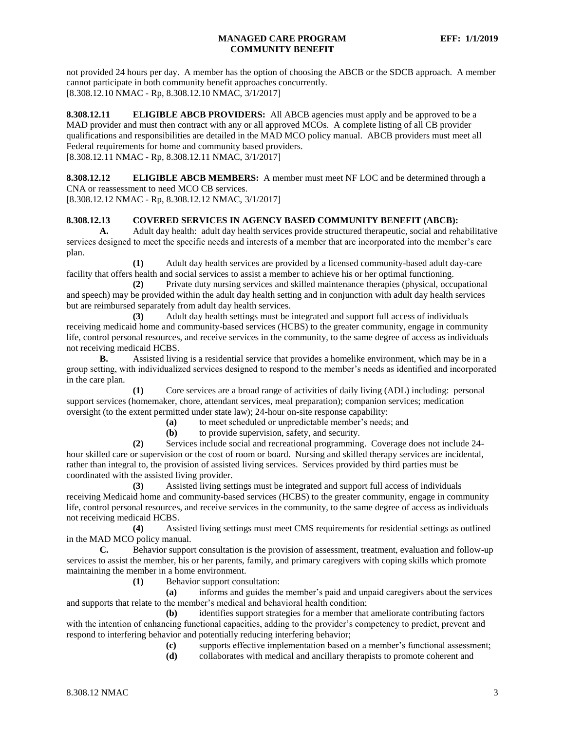not provided 24 hours per day. A member has the option of choosing the ABCB or the SDCB approach. A member cannot participate in both community benefit approaches concurrently.
[8.308.12.10 NMAC - Rp, 8.308.12.10 NMAC, 3/1/2017]

**8.308.12.11 ELIGIBLE ABCB PROVIDERS:** All ABCB agencies must apply and be approved to be a MAD provider and must then contract with any or all approved MCOs. A complete listing of all CB provider qualifications and responsibilities are detailed in the MAD MCO policy manual. ABCB providers must meet all Federal requirements for home and community based providers.
[8.308.12.11 NMAC - Rp, 8.308.12.11 NMAC, 3/1/2017]

**8.308.12.12 ELIGIBLE ABCB MEMBERS:** A member must meet NF LOC and be determined through a CNA or reassessment to need MCO CB services.
[8.308.12.12 NMAC - Rp, 8.308.12.12 NMAC, 3/1/2017]

**8.308.12.13 COVERED SERVICES IN AGENCY BASED COMMUNITY BENEFIT (ABCB):**

**A.** Adult day health: adult day health services provide structured therapeutic, social and rehabilitative services designed to meet the specific needs and interests of a member that are incorporated into the member's care plan.

**(1)** Adult day health services are provided by a licensed community-based adult day-care facility that offers health and social services to assist a member to achieve his or her optimal functioning.

**(2)** Private duty nursing services and skilled maintenance therapies (physical, occupational and speech) may be provided within the adult day health setting and in conjunction with adult day health services but are reimbursed separately from adult day health services.

**(3)** Adult day health settings must be integrated and support full access of individuals receiving medicaid home and community-based services (HCBS) to the greater community, engage in community life, control personal resources, and receive services in the community, to the same degree of access as individuals not receiving medicaid HCBS.

**B.** Assisted living is a residential service that provides a homelike environment, which may be in a group setting, with individualized services designed to respond to the member's needs as identified and incorporated in the care plan.

**(1)** Core services are a broad range of activities of daily living (ADL) including: personal support services (homemaker, chore, attendant services, meal preparation); companion services; medication oversight (to the extent permitted under state law); 24-hour on-site response capability:

**(a)** to meet scheduled or unpredictable member's needs; and

**(b)** to provide supervision, safety, and security.

**(2)** Services include social and recreational programming. Coverage does not include 24-hour skilled care or supervision or the cost of room or board. Nursing and skilled therapy services are incidental, rather than integral to, the provision of assisted living services. Services provided by third parties must be coordinated with the assisted living provider.

**(3)** Assisted living settings must be integrated and support full access of individuals receiving Medicaid home and community-based services (HCBS) to the greater community, engage in community life, control personal resources, and receive services in the community, to the same degree of access as individuals not receiving medicaid HCBS.

**(4)** Assisted living settings must meet CMS requirements for residential settings as outlined in the MAD MCO policy manual.

**C.** Behavior support consultation is the provision of assessment, treatment, evaluation and follow-up services to assist the member, his or her parents, family, and primary caregivers with coping skills which promote maintaining the member in a home environment.

**(1)** Behavior support consultation:

**(a)** informs and guides the member's paid and unpaid caregivers about the services and supports that relate to the member's medical and behavioral health condition;

**(b)** identifies support strategies for a member that ameliorate contributing factors with the intention of enhancing functional capacities, adding to the provider's competency to predict, prevent and respond to interfering behavior and potentially reducing interfering behavior;

**(c)** supports effective implementation based on a member's functional assessment;

**(d)** collaborates with medical and ancillary therapists to promote coherent and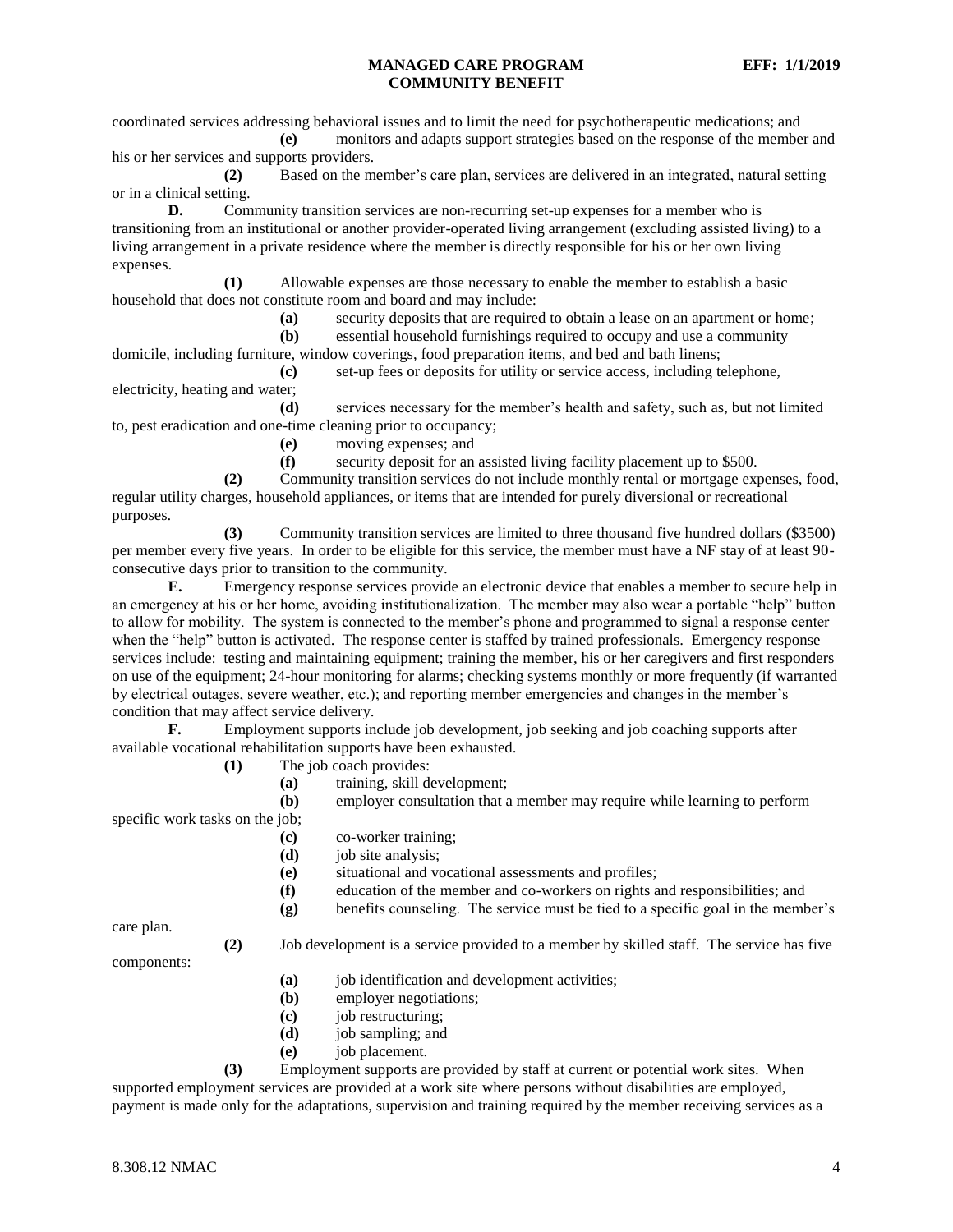coordinated services addressing behavioral issues and to limit the need for psychotherapeutic medications; and

**(e)** monitors and adapts support strategies based on the response of the member and his or her services and supports providers.

**(2)** Based on the member's care plan, services are delivered in an integrated, natural setting or in a clinical setting.

**D.** Community transition services are non-recurring set-up expenses for a member who is transitioning from an institutional or another provider-operated living arrangement (excluding assisted living) to a living arrangement in a private residence where the member is directly responsible for his or her own living expenses.

**(1)** Allowable expenses are those necessary to enable the member to establish a basic household that does not constitute room and board and may include:

**(a)** security deposits that are required to obtain a lease on an apartment or home;

**(b)** essential household furnishings required to occupy and use a community domicile, including furniture, window coverings, food preparation items, and bed and bath linens;

**(c)** set-up fees or deposits for utility or service access, including telephone, electricity, heating and water;

**(d)** services necessary for the member's health and safety, such as, but not limited to, pest eradication and one-time cleaning prior to occupancy;

**(e)** moving expenses; and

**(f)** security deposit for an assisted living facility placement up to $500.

**(2)** Community transition services do not include monthly rental or mortgage expenses, food, regular utility charges, household appliances, or items that are intended for purely diversional or recreational purposes.

**(3)** Community transition services are limited to three thousand five hundred dollars ($3500) per member every five years. In order to be eligible for this service, the member must have a NF stay of at least 90-consecutive days prior to transition to the community.

**E.** Emergency response services provide an electronic device that enables a member to secure help in an emergency at his or her home, avoiding institutionalization. The member may also wear a portable "help" button to allow for mobility. The system is connected to the member's phone and programmed to signal a response center when the "help" button is activated. The response center is staffed by trained professionals. Emergency response services include: testing and maintaining equipment; training the member, his or her caregivers and first responders on use of the equipment; 24-hour monitoring for alarms; checking systems monthly or more frequently (if warranted by electrical outages, severe weather, etc.); and reporting member emergencies and changes in the member's condition that may affect service delivery.

**F.** Employment supports include job development, job seeking and job coaching supports after available vocational rehabilitation supports have been exhausted.

**(1)** The job coach provides:

**(a)** training, skill development;

**(b)** employer consultation that a member may require while learning to perform specific work tasks on the job;

**(c)** co-worker training;

**(d)** job site analysis;

**(e)** situational and vocational assessments and profiles;

**(f)** education of the member and co-workers on rights and responsibilities; and

**(g)** benefits counseling. The service must be tied to a specific goal in the member's care plan.

**(2)** Job development is a service provided to a member by skilled staff. The service has five components:

**(a)** job identification and development activities;

**(b)** employer negotiations;

**(c)** job restructuring;

**(d)** job sampling; and

**(e)** job placement.

**(3)** Employment supports are provided by staff at current or potential work sites. When supported employment services are provided at a work site where persons without disabilities are employed, payment is made only for the adaptations, supervision and training required by the member receiving services as a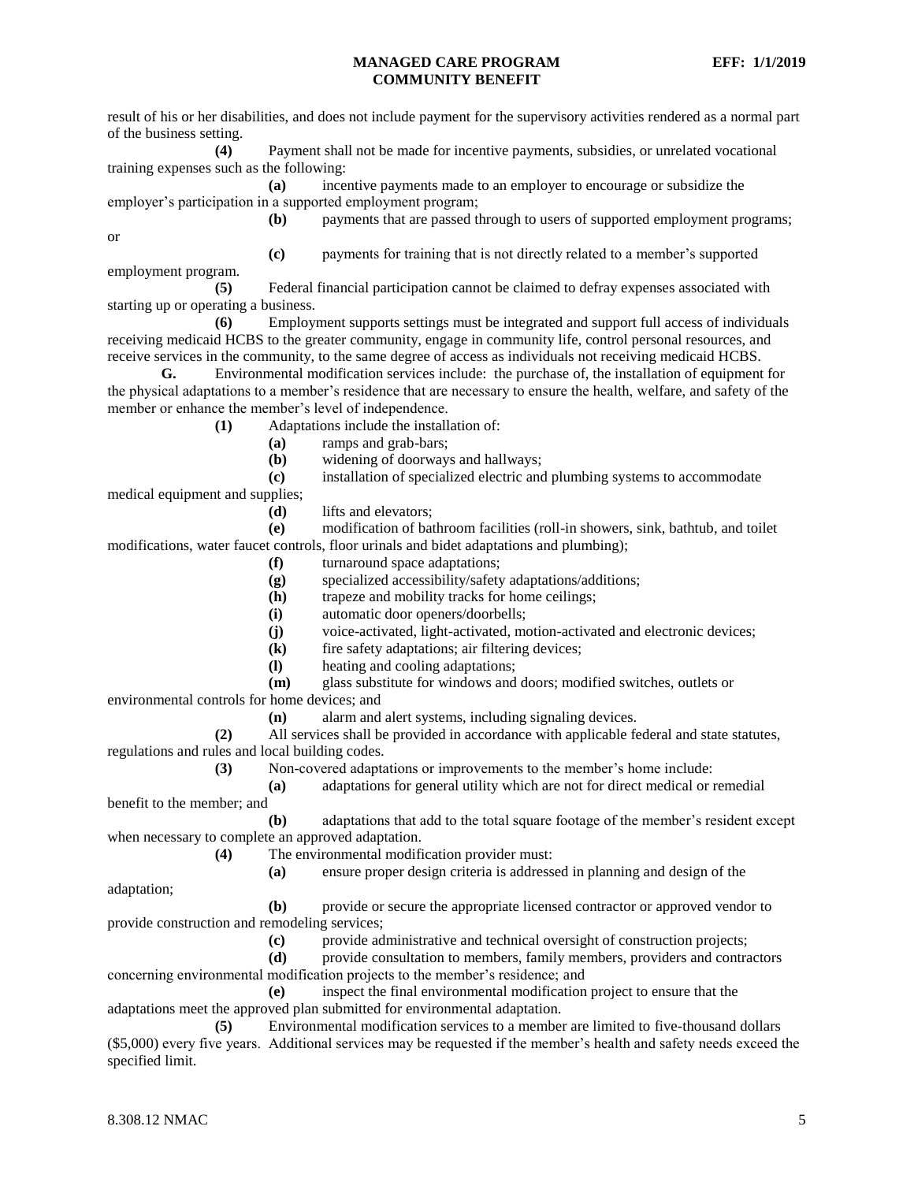result of his or her disabilities, and does not include payment for the supervisory activities rendered as a normal part of the business setting.

**(4)** Payment shall not be made for incentive payments, subsidies, or unrelated vocational training expenses such as the following:

**(a)** incentive payments made to an employer to encourage or subsidize the employer's participation in a supported employment program;

**(b)** payments that are passed through to users of supported employment programs; or

**(c)** payments for training that is not directly related to a member's supported employment program.

**(5)** Federal financial participation cannot be claimed to defray expenses associated with starting up or operating a business.

**(6)** Employment supports settings must be integrated and support full access of individuals receiving medicaid HCBS to the greater community, engage in community life, control personal resources, and receive services in the community, to the same degree of access as individuals not receiving medicaid HCBS.

**G.** Environmental modification services include: the purchase of, the installation of equipment for the physical adaptations to a member's residence that are necessary to ensure the health, welfare, and safety of the member or enhance the member's level of independence.

**(1)** Adaptations include the installation of:

**(a)** ramps and grab-bars;

**(b)** widening of doorways and hallways;

**(c)** installation of specialized electric and plumbing systems to accommodate medical equipment and supplies;

**(d)** lifts and elevators;

**(e)** modification of bathroom facilities (roll-in showers, sink, bathtub, and toilet modifications, water faucet controls, floor urinals and bidet adaptations and plumbing);

**(f)** turnaround space adaptations;

**(g)** specialized accessibility/safety adaptations/additions;

**(h)** trapeze and mobility tracks for home ceilings;

**(i)** automatic door openers/doorbells;

**(j)** voice-activated, light-activated, motion-activated and electronic devices;

**(k)** fire safety adaptations; air filtering devices;

**(l)** heating and cooling adaptations;

**(m)** glass substitute for windows and doors; modified switches, outlets or environmental controls for home devices; and

**(n)** alarm and alert systems, including signaling devices.

**(2)** All services shall be provided in accordance with applicable federal and state statutes, regulations and rules and local building codes.

**(3)** Non-covered adaptations or improvements to the member's home include:

**(a)** adaptations for general utility which are not for direct medical or remedial benefit to the member; and

**(b)** adaptations that add to the total square footage of the member's resident except when necessary to complete an approved adaptation.

**(4)** The environmental modification provider must:

**(a)** ensure proper design criteria is addressed in planning and design of the adaptation;

**(b)** provide or secure the appropriate licensed contractor or approved vendor to provide construction and remodeling services;

**(c)** provide administrative and technical oversight of construction projects;

**(d)** provide consultation to members, family members, providers and contractors concerning environmental modification projects to the member's residence; and

**(e)** inspect the final environmental modification project to ensure that the adaptations meet the approved plan submitted for environmental adaptation.

**(5)** Environmental modification services to a member are limited to five-thousand dollars ($5,000) every five years. Additional services may be requested if the member's health and safety needs exceed the specified limit.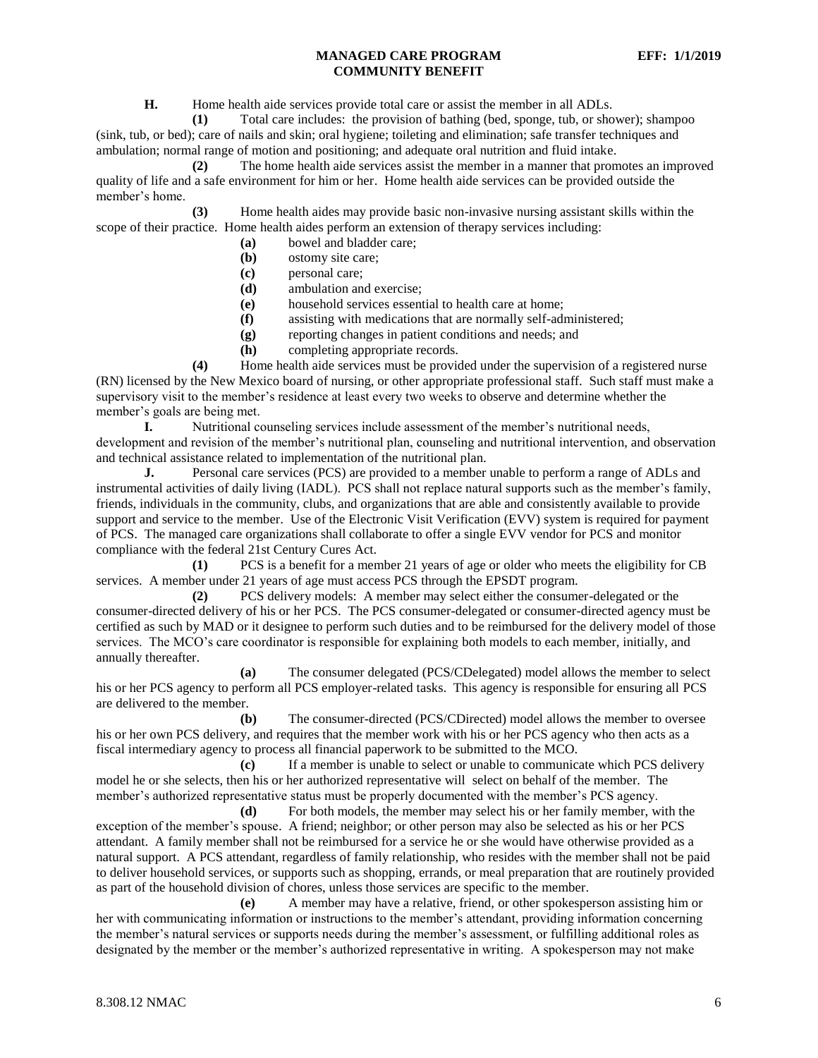**H.** Home health aide services provide total care or assist the member in all ADLs.

**(1)** Total care includes: the provision of bathing (bed, sponge, tub, or shower); shampoo (sink, tub, or bed); care of nails and skin; oral hygiene; toileting and elimination; safe transfer techniques and ambulation; normal range of motion and positioning; and adequate oral nutrition and fluid intake.

**(2)** The home health aide services assist the member in a manner that promotes an improved quality of life and a safe environment for him or her. Home health aide services can be provided outside the member's home.

**(3)** Home health aides may provide basic non-invasive nursing assistant skills within the scope of their practice. Home health aides perform an extension of therapy services including:

**(a)** bowel and bladder care;

**(b)** ostomy site care;

**(c)** personal care;

**(d)** ambulation and exercise;

**(e)** household services essential to health care at home;

**(f)** assisting with medications that are normally self-administered;

**(g)** reporting changes in patient conditions and needs; and

**(h)** completing appropriate records.

**(4)** Home health aide services must be provided under the supervision of a registered nurse (RN) licensed by the New Mexico board of nursing, or other appropriate professional staff. Such staff must make a supervisory visit to the member's residence at least every two weeks to observe and determine whether the member's goals are being met.

**I.** Nutritional counseling services include assessment of the member's nutritional needs, development and revision of the member's nutritional plan, counseling and nutritional intervention, and observation and technical assistance related to implementation of the nutritional plan.

**J.** Personal care services (PCS) are provided to a member unable to perform a range of ADLs and instrumental activities of daily living (IADL). PCS shall not replace natural supports such as the member's family, friends, individuals in the community, clubs, and organizations that are able and consistently available to provide support and service to the member. Use of the Electronic Visit Verification (EVV) system is required for payment of PCS. The managed care organizations shall collaborate to offer a single EVV vendor for PCS and monitor compliance with the federal 21st Century Cures Act.

**(1)** PCS is a benefit for a member 21 years of age or older who meets the eligibility for CB services. A member under 21 years of age must access PCS through the EPSDT program.

**(2)** PCS delivery models: A member may select either the consumer-delegated or the consumer-directed delivery of his or her PCS. The PCS consumer-delegated or consumer-directed agency must be certified as such by MAD or it designee to perform such duties and to be reimbursed for the delivery model of those services. The MCO's care coordinator is responsible for explaining both models to each member, initially, and annually thereafter.

**(a)** The consumer delegated (PCS/CDelegated) model allows the member to select his or her PCS agency to perform all PCS employer-related tasks. This agency is responsible for ensuring all PCS are delivered to the member.

**(b)** The consumer-directed (PCS/CDirected) model allows the member to oversee his or her own PCS delivery, and requires that the member work with his or her PCS agency who then acts as a fiscal intermediary agency to process all financial paperwork to be submitted to the MCO.

**(c)** If a member is unable to select or unable to communicate which PCS delivery model he or she selects, then his or her authorized representative will select on behalf of the member. The member's authorized representative status must be properly documented with the member's PCS agency.

**(d)** For both models, the member may select his or her family member, with the exception of the member's spouse. A friend; neighbor; or other person may also be selected as his or her PCS attendant. A family member shall not be reimbursed for a service he or she would have otherwise provided as a natural support. A PCS attendant, regardless of family relationship, who resides with the member shall not be paid to deliver household services, or supports such as shopping, errands, or meal preparation that are routinely provided as part of the household division of chores, unless those services are specific to the member.

**(e)** A member may have a relative, friend, or other spokesperson assisting him or her with communicating information or instructions to the member's attendant, providing information concerning the member's natural services or supports needs during the member's assessment, or fulfilling additional roles as designated by the member or the member's authorized representative in writing. A spokesperson may not make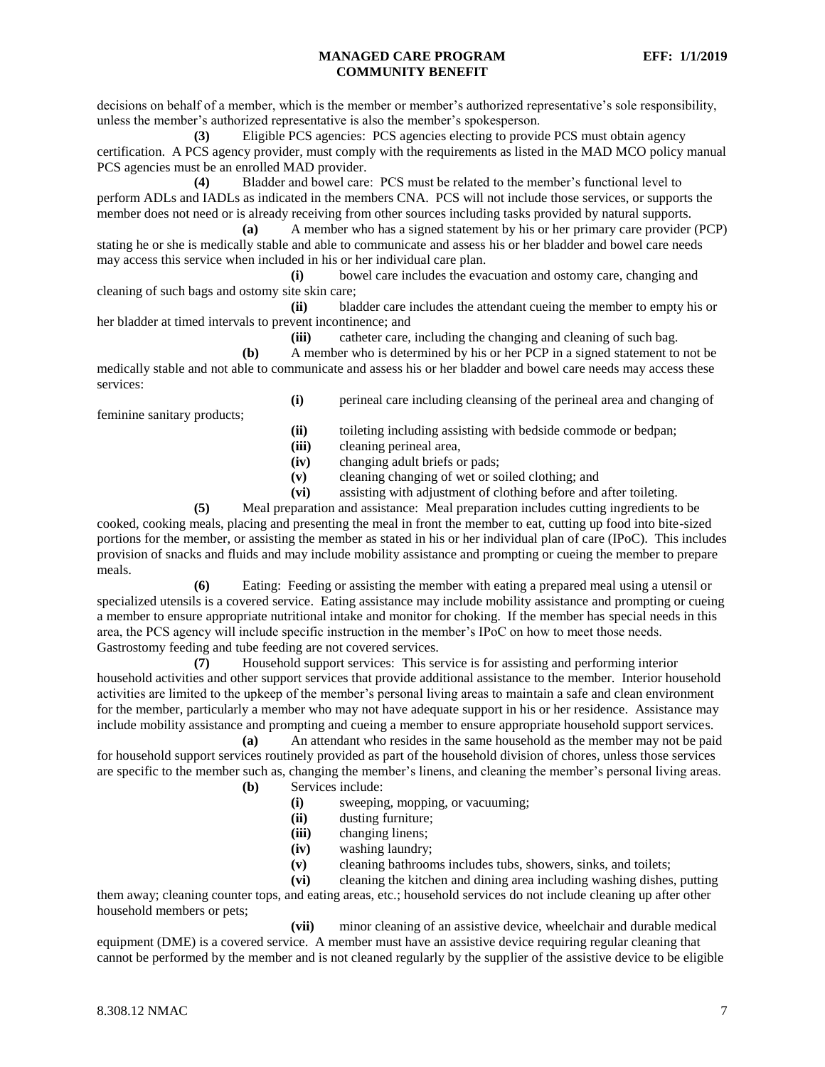decisions on behalf of a member, which is the member or member's authorized representative's sole responsibility, unless the member's authorized representative is also the member's spokesperson.

**(3)** Eligible PCS agencies: PCS agencies electing to provide PCS must obtain agency certification. A PCS agency provider, must comply with the requirements as listed in the MAD MCO policy manual PCS agencies must be an enrolled MAD provider.

**(4)** Bladder and bowel care: PCS must be related to the member's functional level to perform ADLs and IADLs as indicated in the members CNA. PCS will not include those services, or supports the member does not need or is already receiving from other sources including tasks provided by natural supports.

**(a)** A member who has a signed statement by his or her primary care provider (PCP) stating he or she is medically stable and able to communicate and assess his or her bladder and bowel care needs may access this service when included in his or her individual care plan.

**(i)** bowel care includes the evacuation and ostomy care, changing and cleaning of such bags and ostomy site skin care;

**(ii)** bladder care includes the attendant cueing the member to empty his or her bladder at timed intervals to prevent incontinence; and

**(iii)** catheter care, including the changing and cleaning of such bag.

**(b)** A member who is determined by his or her PCP in a signed statement to not be medically stable and not able to communicate and assess his or her bladder and bowel care needs may access these services:

**(i)** perineal care including cleansing of the perineal area and changing of feminine sanitary products;

**(ii)** toileting including assisting with bedside commode or bedpan;

**(iii)** cleaning perineal area,

**(iv)** changing adult briefs or pads;

**(v)** cleaning changing of wet or soiled clothing; and

**(vi)** assisting with adjustment of clothing before and after toileting.

**(5)** Meal preparation and assistance: Meal preparation includes cutting ingredients to be cooked, cooking meals, placing and presenting the meal in front the member to eat, cutting up food into bite-sized portions for the member, or assisting the member as stated in his or her individual plan of care (IPoC). This includes provision of snacks and fluids and may include mobility assistance and prompting or cueing the member to prepare meals.

**(6)** Eating: Feeding or assisting the member with eating a prepared meal using a utensil or specialized utensils is a covered service. Eating assistance may include mobility assistance and prompting or cueing a member to ensure appropriate nutritional intake and monitor for choking. If the member has special needs in this area, the PCS agency will include specific instruction in the member's IPoC on how to meet those needs. Gastrostomy feeding and tube feeding are not covered services.

**(7)** Household support services: This service is for assisting and performing interior household activities and other support services that provide additional assistance to the member. Interior household activities are limited to the upkeep of the member's personal living areas to maintain a safe and clean environment for the member, particularly a member who may not have adequate support in his or her residence. Assistance may include mobility assistance and prompting and cueing a member to ensure appropriate household support services.

**(a)** An attendant who resides in the same household as the member may not be paid for household support services routinely provided as part of the household division of chores, unless those services are specific to the member such as, changing the member's linens, and cleaning the member's personal living areas.

**(b)** Services include:

**(i)** sweeping, mopping, or vacuuming;

**(ii)** dusting furniture;

**(iii)** changing linens;

**(iv)** washing laundry;

**(v)** cleaning bathrooms includes tubs, showers, sinks, and toilets;

**(vi)** cleaning the kitchen and dining area including washing dishes, putting them away; cleaning counter tops, and eating areas, etc.; household services do not include cleaning up after other household members or pets;

**(vii)** minor cleaning of an assistive device, wheelchair and durable medical equipment (DME) is a covered service. A member must have an assistive device requiring regular cleaning that cannot be performed by the member and is not cleaned regularly by the supplier of the assistive device to be eligible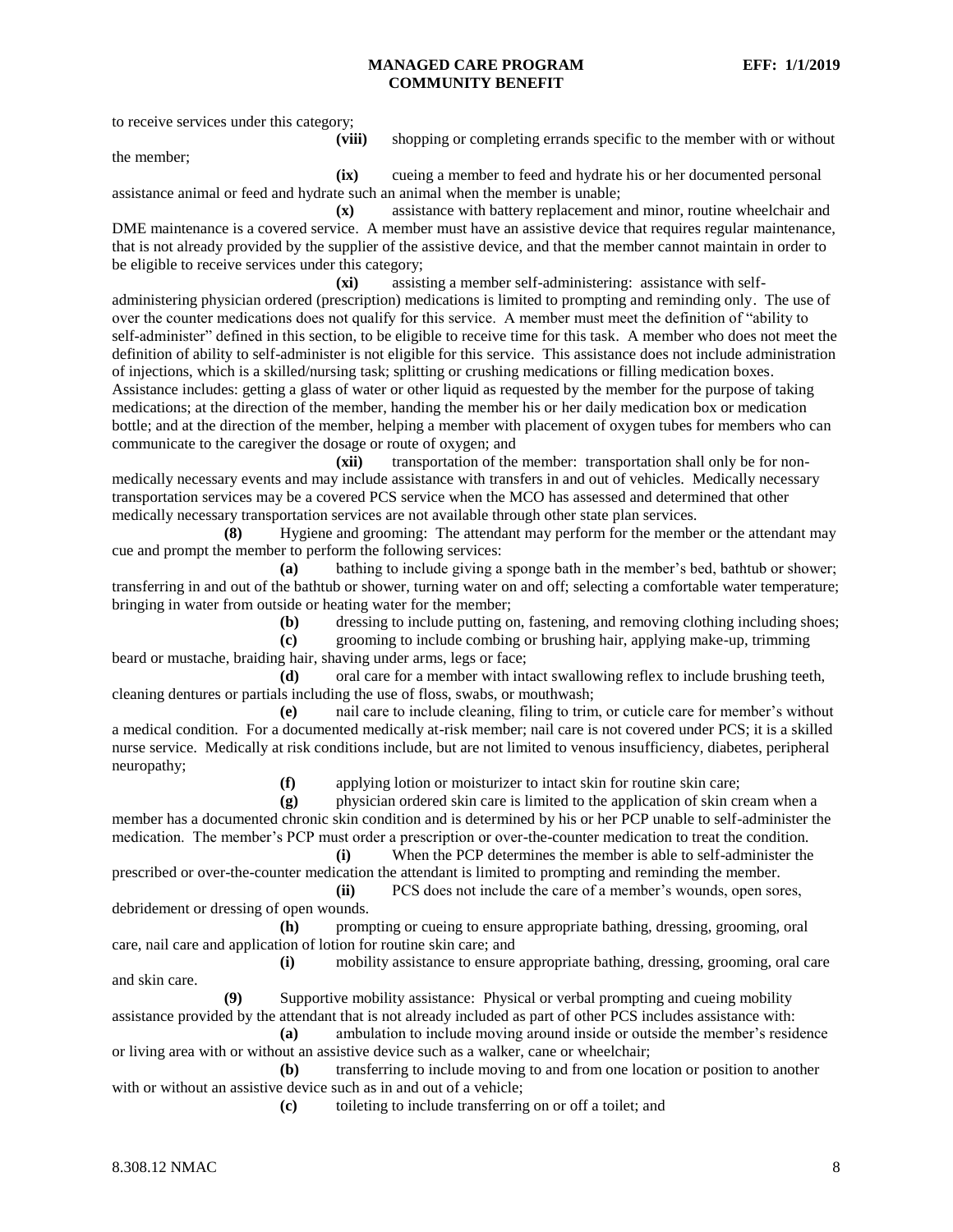to receive services under this category;

**(viii)** shopping or completing errands specific to the member with or without the member;

**(ix)** cueing a member to feed and hydrate his or her documented personal assistance animal or feed and hydrate such an animal when the member is unable;

**(x)** assistance with battery replacement and minor, routine wheelchair and DME maintenance is a covered service. A member must have an assistive device that requires regular maintenance, that is not already provided by the supplier of the assistive device, and that the member cannot maintain in order to be eligible to receive services under this category;

**(xi)** assisting a member self-administering: assistance with self-administering physician ordered (prescription) medications is limited to prompting and reminding only. The use of over the counter medications does not qualify for this service. A member must meet the definition of "ability to self-administer" defined in this section, to be eligible to receive time for this task. A member who does not meet the definition of ability to self-administer is not eligible for this service. This assistance does not include administration of injections, which is a skilled/nursing task; splitting or crushing medications or filling medication boxes. Assistance includes: getting a glass of water or other liquid as requested by the member for the purpose of taking medications; at the direction of the member, handing the member his or her daily medication box or medication bottle; and at the direction of the member, helping a member with placement of oxygen tubes for members who can communicate to the caregiver the dosage or route of oxygen; and

**(xii)** transportation of the member: transportation shall only be for non-medically necessary events and may include assistance with transfers in and out of vehicles. Medically necessary transportation services may be a covered PCS service when the MCO has assessed and determined that other medically necessary transportation services are not available through other state plan services.

**(8)** Hygiene and grooming: The attendant may perform for the member or the attendant may cue and prompt the member to perform the following services:

**(a)** bathing to include giving a sponge bath in the member's bed, bathtub or shower; transferring in and out of the bathtub or shower, turning water on and off; selecting a comfortable water temperature; bringing in water from outside or heating water for the member;

**(b)** dressing to include putting on, fastening, and removing clothing including shoes;

**(c)** grooming to include combing or brushing hair, applying make-up, trimming beard or mustache, braiding hair, shaving under arms, legs or face;

**(d)** oral care for a member with intact swallowing reflex to include brushing teeth, cleaning dentures or partials including the use of floss, swabs, or mouthwash;

**(e)** nail care to include cleaning, filing to trim, or cuticle care for member's without a medical condition. For a documented medically at-risk member; nail care is not covered under PCS; it is a skilled nurse service. Medically at risk conditions include, but are not limited to venous insufficiency, diabetes, peripheral neuropathy;

**(f)** applying lotion or moisturizer to intact skin for routine skin care;

**(g)** physician ordered skin care is limited to the application of skin cream when a member has a documented chronic skin condition and is determined by his or her PCP unable to self-administer the medication. The member's PCP must order a prescription or over-the-counter medication to treat the condition.

**(i)** When the PCP determines the member is able to self-administer the prescribed or over-the-counter medication the attendant is limited to prompting and reminding the member.

**(ii)** PCS does not include the care of a member's wounds, open sores, debridement or dressing of open wounds.

**(h)** prompting or cueing to ensure appropriate bathing, dressing, grooming, oral care, nail care and application of lotion for routine skin care; and

**(i)** mobility assistance to ensure appropriate bathing, dressing, grooming, oral care and skin care.

**(9)** Supportive mobility assistance: Physical or verbal prompting and cueing mobility assistance provided by the attendant that is not already included as part of other PCS includes assistance with:

**(a)** ambulation to include moving around inside or outside the member's residence or living area with or without an assistive device such as a walker, cane or wheelchair;

**(b)** transferring to include moving to and from one location or position to another with or without an assistive device such as in and out of a vehicle;

**(c)** toileting to include transferring on or off a toilet; and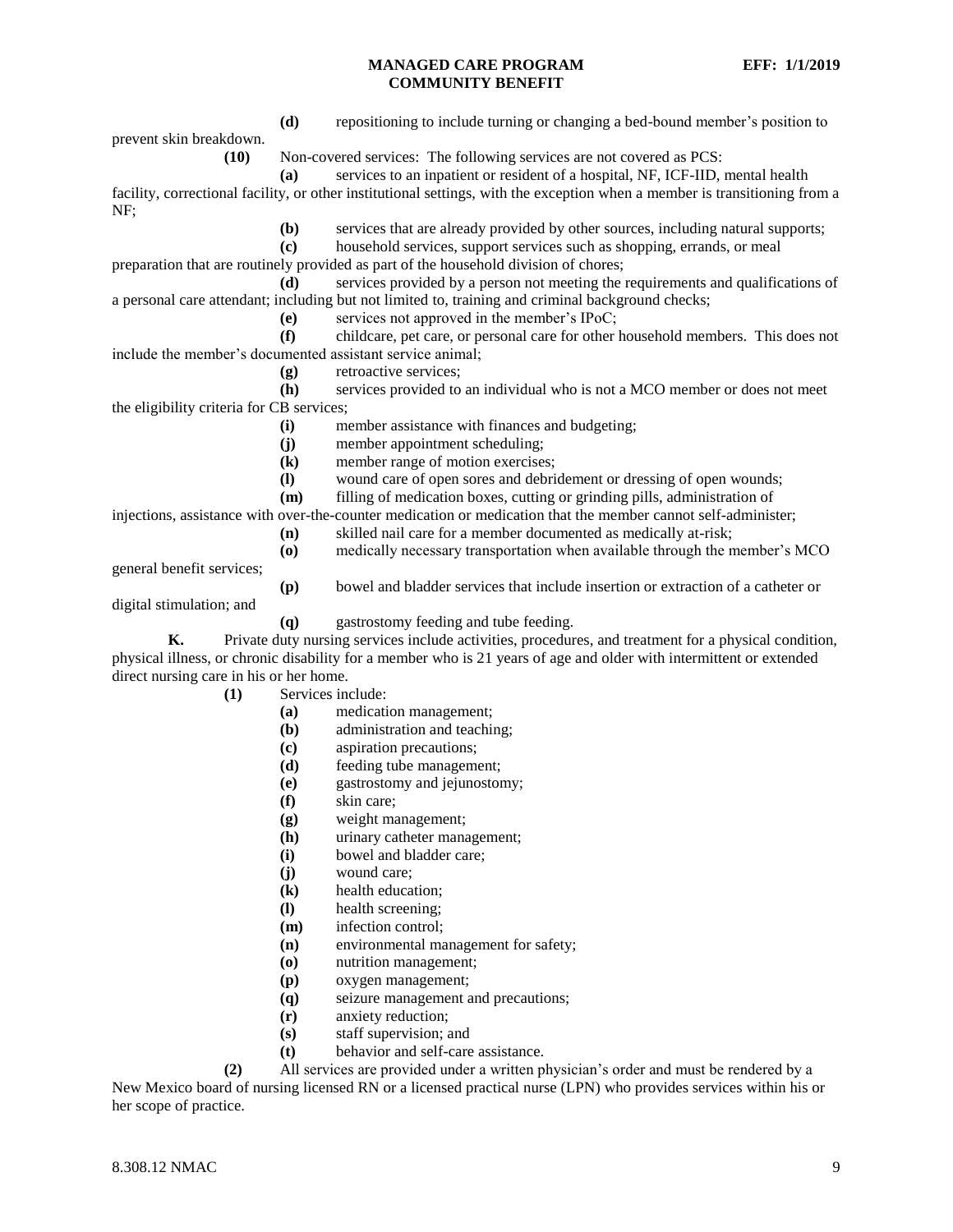**(d)** repositioning to include turning or changing a bed-bound member's position to prevent skin breakdown.

**(10)** Non-covered services: The following services are not covered as PCS:

**(a)** services to an inpatient or resident of a hospital, NF, ICF-IID, mental health facility, correctional facility, or other institutional settings, with the exception when a member is transitioning from a NF;

**(b)** services that are already provided by other sources, including natural supports;

**(c)** household services, support services such as shopping, errands, or meal preparation that are routinely provided as part of the household division of chores;

**(d)** services provided by a person not meeting the requirements and qualifications of a personal care attendant; including but not limited to, training and criminal background checks;

**(e)** services not approved in the member's IPoC;

**(f)** childcare, pet care, or personal care for other household members. This does not include the member's documented assistant service animal;

**(g)** retroactive services;

**(h)** services provided to an individual who is not a MCO member or does not meet the eligibility criteria for CB services;

**(i)** member assistance with finances and budgeting;

**(j)** member appointment scheduling;

**(k)** member range of motion exercises;

**(l)** wound care of open sores and debridement or dressing of open wounds;

**(m)** filling of medication boxes, cutting or grinding pills, administration of injections, assistance with over-the-counter medication or medication that the member cannot self-administer;

**(n)** skilled nail care for a member documented as medically at-risk;

**(o)** medically necessary transportation when available through the member's MCO general benefit services;

**(p)** bowel and bladder services that include insertion or extraction of a catheter or digital stimulation; and

**(q)** gastrostomy feeding and tube feeding.

**K.** Private duty nursing services include activities, procedures, and treatment for a physical condition, physical illness, or chronic disability for a member who is 21 years of age and older with intermittent or extended direct nursing care in his or her home.

**(1)** Services include:

**(a)** medication management;

**(b)** administration and teaching;

**(c)** aspiration precautions;

**(d)** feeding tube management;

**(e)** gastrostomy and jejunostomy;

**(f)** skin care;

**(g)** weight management;

**(h)** urinary catheter management;

**(i)** bowel and bladder care;

**(j)** wound care;

**(k)** health education;

**(l)** health screening;

**(m)** infection control;

**(n)** environmental management for safety;

**(o)** nutrition management;

**(p)** oxygen management;

**(q)** seizure management and precautions;

**(r)** anxiety reduction;

**(s)** staff supervision; and

**(t)** behavior and self-care assistance.

**(2)** All services are provided under a written physician's order and must be rendered by a New Mexico board of nursing licensed RN or a licensed practical nurse (LPN) who provides services within his or her scope of practice.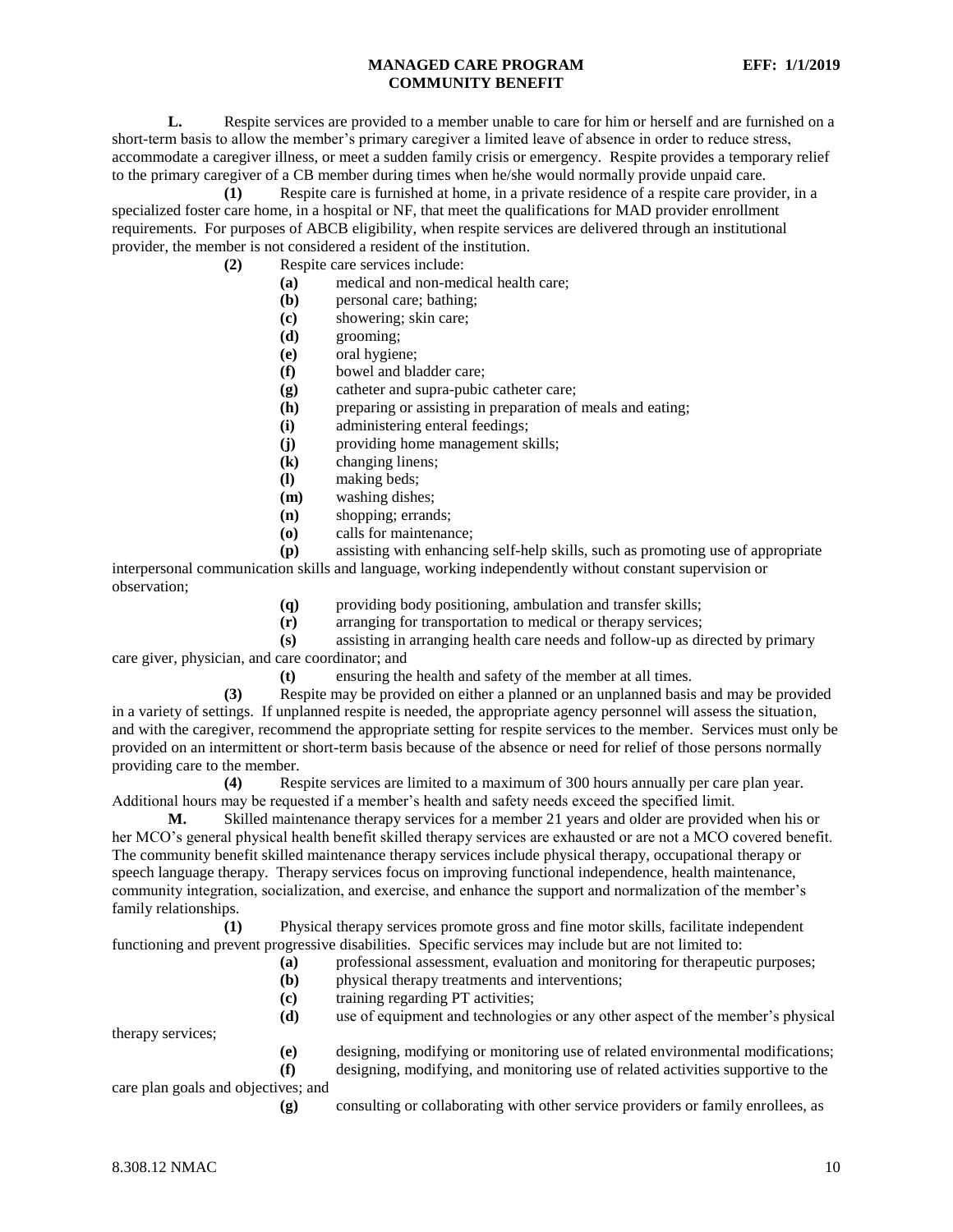**L.** Respite services are provided to a member unable to care for him or herself and are furnished on a short-term basis to allow the member's primary caregiver a limited leave of absence in order to reduce stress, accommodate a caregiver illness, or meet a sudden family crisis or emergency. Respite provides a temporary relief to the primary caregiver of a CB member during times when he/she would normally provide unpaid care.

**(1)** Respite care is furnished at home, in a private residence of a respite care provider, in a specialized foster care home, in a hospital or NF, that meet the qualifications for MAD provider enrollment requirements. For purposes of ABCB eligibility, when respite services are delivered through an institutional provider, the member is not considered a resident of the institution.

**(2)** Respite care services include:

**(a)** medical and non-medical health care;

**(b)** personal care; bathing;

**(c)** showering; skin care;

**(d)** grooming;

**(e)** oral hygiene;

**(f)** bowel and bladder care;

**(g)** catheter and supra-pubic catheter care;

**(h)** preparing or assisting in preparation of meals and eating;

**(i)** administering enteral feedings;

**(j)** providing home management skills;

**(k)** changing linens;

**(l)** making beds;

**(m)** washing dishes;

**(n)** shopping; errands;

**(o)** calls for maintenance;

**(p)** assisting with enhancing self-help skills, such as promoting use of appropriate interpersonal communication skills and language, working independently without constant supervision or observation;

**(q)** providing body positioning, ambulation and transfer skills;

**(r)** arranging for transportation to medical or therapy services;

**(s)** assisting in arranging health care needs and follow-up as directed by primary care giver, physician, and care coordinator; and

**(t)** ensuring the health and safety of the member at all times.

**(3)** Respite may be provided on either a planned or an unplanned basis and may be provided in a variety of settings. If unplanned respite is needed, the appropriate agency personnel will assess the situation, and with the caregiver, recommend the appropriate setting for respite services to the member. Services must only be provided on an intermittent or short-term basis because of the absence or need for relief of those persons normally providing care to the member.

**(4)** Respite services are limited to a maximum of 300 hours annually per care plan year. Additional hours may be requested if a member's health and safety needs exceed the specified limit.

**M.** Skilled maintenance therapy services for a member 21 years and older are provided when his or her MCO's general physical health benefit skilled therapy services are exhausted or are not a MCO covered benefit. The community benefit skilled maintenance therapy services include physical therapy, occupational therapy or speech language therapy. Therapy services focus on improving functional independence, health maintenance, community integration, socialization, and exercise, and enhance the support and normalization of the member's family relationships.

**(1)** Physical therapy services promote gross and fine motor skills, facilitate independent functioning and prevent progressive disabilities. Specific services may include but are not limited to:

**(a)** professional assessment, evaluation and monitoring for therapeutic purposes;

**(b)** physical therapy treatments and interventions;

**(c)** training regarding PT activities;

**(d)** use of equipment and technologies or any other aspect of the member's physical therapy services;

**(e)** designing, modifying or monitoring use of related environmental modifications;

**(f)** designing, modifying, and monitoring use of related activities supportive to the care plan goals and objectives; and

**(g)** consulting or collaborating with other service providers or family enrollees, as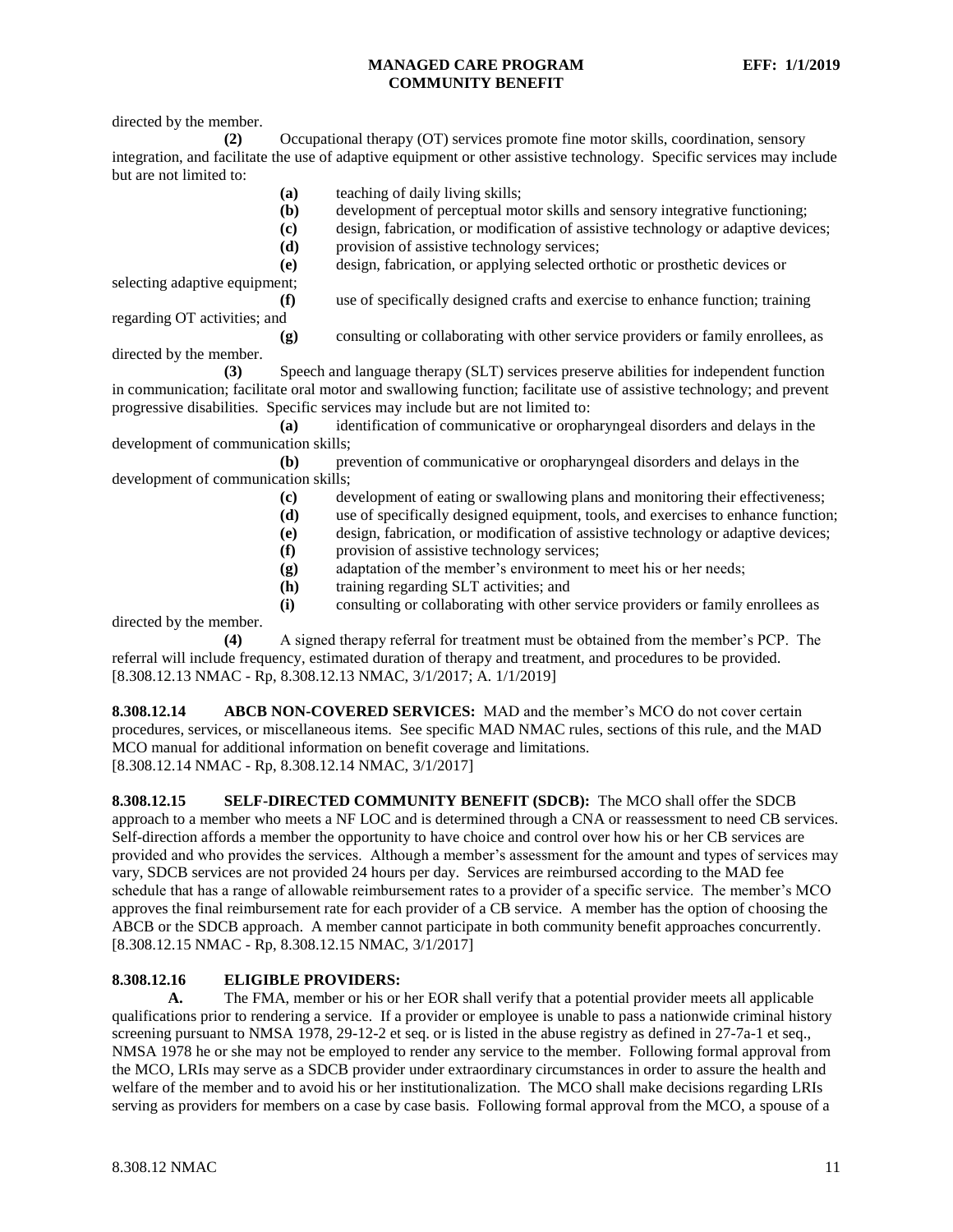directed by the member.

**(2)** Occupational therapy (OT) services promote fine motor skills, coordination, sensory integration, and facilitate the use of adaptive equipment or other assistive technology. Specific services may include but are not limited to:

**(a)** teaching of daily living skills;

**(b)** development of perceptual motor skills and sensory integrative functioning;

**(c)** design, fabrication, or modification of assistive technology or adaptive devices;

**(d)** provision of assistive technology services;

**(e)** design, fabrication, or applying selected orthotic or prosthetic devices or selecting adaptive equipment;

**(f)** use of specifically designed crafts and exercise to enhance function; training regarding OT activities; and

**(g)** consulting or collaborating with other service providers or family enrollees, as directed by the member.

**(3)** Speech and language therapy (SLT) services preserve abilities for independent function in communication; facilitate oral motor and swallowing function; facilitate use of assistive technology; and prevent progressive disabilities. Specific services may include but are not limited to:

**(a)** identification of communicative or oropharyngeal disorders and delays in the development of communication skills;

**(b)** prevention of communicative or oropharyngeal disorders and delays in the development of communication skills;

**(c)** development of eating or swallowing plans and monitoring their effectiveness;

**(d)** use of specifically designed equipment, tools, and exercises to enhance function;

**(e)** design, fabrication, or modification of assistive technology or adaptive devices;

**(f)** provision of assistive technology services;

**(g)** adaptation of the member's environment to meet his or her needs;

**(h)** training regarding SLT activities; and

**(i)** consulting or collaborating with other service providers or family enrollees as directed by the member.

**(4)** A signed therapy referral for treatment must be obtained from the member's PCP. The referral will include frequency, estimated duration of therapy and treatment, and procedures to be provided.
[8.308.12.13 NMAC - Rp, 8.308.12.13 NMAC, 3/1/2017; A. 1/1/2019]

**8.308.12.14 ABCB NON-COVERED SERVICES:** MAD and the member's MCO do not cover certain procedures, services, or miscellaneous items. See specific MAD NMAC rules, sections of this rule, and the MAD MCO manual for additional information on benefit coverage and limitations.
[8.308.12.14 NMAC - Rp, 8.308.12.14 NMAC, 3/1/2017]

**8.308.12.15 SELF-DIRECTED COMMUNITY BENEFIT (SDCB):** The MCO shall offer the SDCB approach to a member who meets a NF LOC and is determined through a CNA or reassessment to need CB services. Self-direction affords a member the opportunity to have choice and control over how his or her CB services are provided and who provides the services. Although a member's assessment for the amount and types of services may vary, SDCB services are not provided 24 hours per day. Services are reimbursed according to the MAD fee schedule that has a range of allowable reimbursement rates to a provider of a specific service. The member's MCO approves the final reimbursement rate for each provider of a CB service. A member has the option of choosing the ABCB or the SDCB approach. A member cannot participate in both community benefit approaches concurrently.
[8.308.12.15 NMAC - Rp, 8.308.12.15 NMAC, 3/1/2017]

**8.308.12.16 ELIGIBLE PROVIDERS:**

**A.** The FMA, member or his or her EOR shall verify that a potential provider meets all applicable qualifications prior to rendering a service. If a provider or employee is unable to pass a nationwide criminal history screening pursuant to NMSA 1978, 29-12-2 et seq. or is listed in the abuse registry as defined in 27-7a-1 et seq., NMSA 1978 he or she may not be employed to render any service to the member. Following formal approval from the MCO, LRIs may serve as a SDCB provider under extraordinary circumstances in order to assure the health and welfare of the member and to avoid his or her institutionalization. The MCO shall make decisions regarding LRIs serving as providers for members on a case by case basis. Following formal approval from the MCO, a spouse of a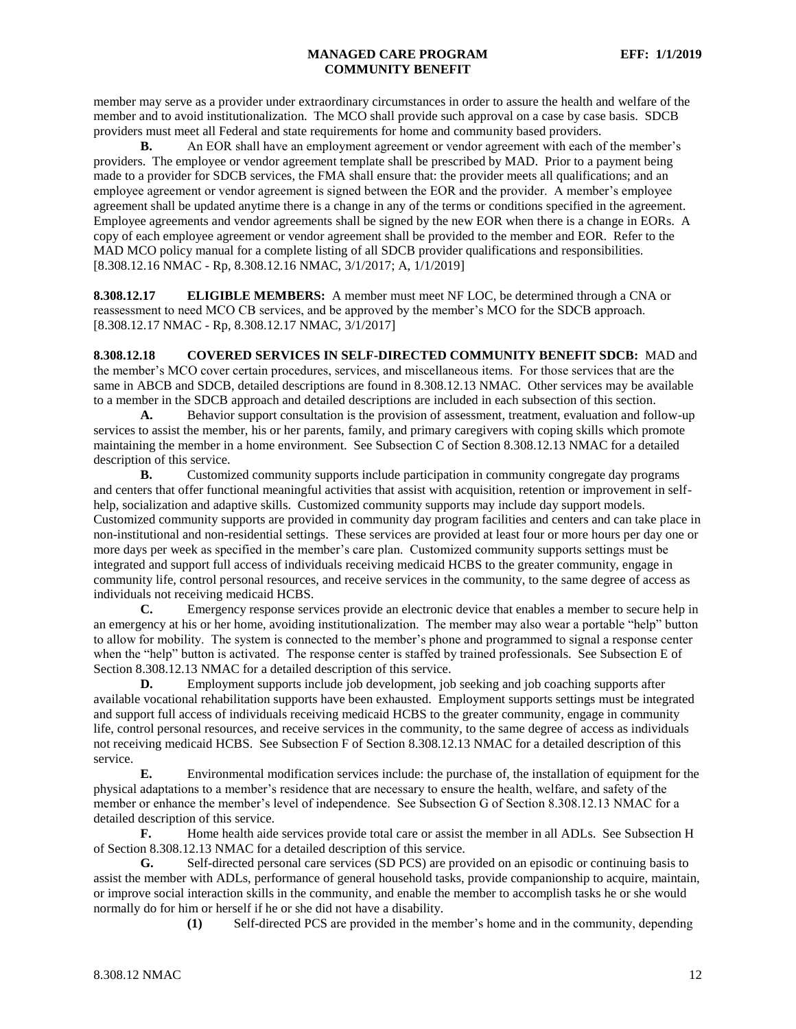member may serve as a provider under extraordinary circumstances in order to assure the health and welfare of the member and to avoid institutionalization. The MCO shall provide such approval on a case by case basis. SDCB providers must meet all Federal and state requirements for home and community based providers.

**B.** An EOR shall have an employment agreement or vendor agreement with each of the member's providers. The employee or vendor agreement template shall be prescribed by MAD. Prior to a payment being made to a provider for SDCB services, the FMA shall ensure that: the provider meets all qualifications; and an employee agreement or vendor agreement is signed between the EOR and the provider. A member's employee agreement shall be updated anytime there is a change in any of the terms or conditions specified in the agreement. Employee agreements and vendor agreements shall be signed by the new EOR when there is a change in EORs. A copy of each employee agreement or vendor agreement shall be provided to the member and EOR. Refer to the MAD MCO policy manual for a complete listing of all SDCB provider qualifications and responsibilities.
[8.308.12.16 NMAC - Rp, 8.308.12.16 NMAC, 3/1/2017; A, 1/1/2019]

**8.308.12.17 ELIGIBLE MEMBERS:** A member must meet NF LOC, be determined through a CNA or reassessment to need MCO CB services, and be approved by the member's MCO for the SDCB approach.
[8.308.12.17 NMAC - Rp, 8.308.12.17 NMAC, 3/1/2017]

**8.308.12.18 COVERED SERVICES IN SELF-DIRECTED COMMUNITY BENEFIT SDCB:** MAD and the member's MCO cover certain procedures, services, and miscellaneous items. For those services that are the same in ABCB and SDCB, detailed descriptions are found in 8.308.12.13 NMAC. Other services may be available to a member in the SDCB approach and detailed descriptions are included in each subsection of this section.

**A.** Behavior support consultation is the provision of assessment, treatment, evaluation and follow-up services to assist the member, his or her parents, family, and primary caregivers with coping skills which promote maintaining the member in a home environment. See Subsection C of Section 8.308.12.13 NMAC for a detailed description of this service.

**B.** Customized community supports include participation in community congregate day programs and centers that offer functional meaningful activities that assist with acquisition, retention or improvement in self-help, socialization and adaptive skills. Customized community supports may include day support models. Customized community supports are provided in community day program facilities and centers and can take place in non-institutional and non-residential settings. These services are provided at least four or more hours per day one or more days per week as specified in the member's care plan. Customized community supports settings must be integrated and support full access of individuals receiving medicaid HCBS to the greater community, engage in community life, control personal resources, and receive services in the community, to the same degree of access as individuals not receiving medicaid HCBS.

**C.** Emergency response services provide an electronic device that enables a member to secure help in an emergency at his or her home, avoiding institutionalization. The member may also wear a portable "help" button to allow for mobility. The system is connected to the member's phone and programmed to signal a response center when the "help" button is activated. The response center is staffed by trained professionals. See Subsection E of Section 8.308.12.13 NMAC for a detailed description of this service.

**D.** Employment supports include job development, job seeking and job coaching supports after available vocational rehabilitation supports have been exhausted. Employment supports settings must be integrated and support full access of individuals receiving medicaid HCBS to the greater community, engage in community life, control personal resources, and receive services in the community, to the same degree of access as individuals not receiving medicaid HCBS. See Subsection F of Section 8.308.12.13 NMAC for a detailed description of this service.

**E.** Environmental modification services include: the purchase of, the installation of equipment for the physical adaptations to a member's residence that are necessary to ensure the health, welfare, and safety of the member or enhance the member's level of independence. See Subsection G of Section 8.308.12.13 NMAC for a detailed description of this service.

**F.** Home health aide services provide total care or assist the member in all ADLs. See Subsection H of Section 8.308.12.13 NMAC for a detailed description of this service.

**G.** Self-directed personal care services (SD PCS) are provided on an episodic or continuing basis to assist the member with ADLs, performance of general household tasks, provide companionship to acquire, maintain, or improve social interaction skills in the community, and enable the member to accomplish tasks he or she would normally do for him or herself if he or she did not have a disability.

**(1)** Self-directed PCS are provided in the member's home and in the community, depending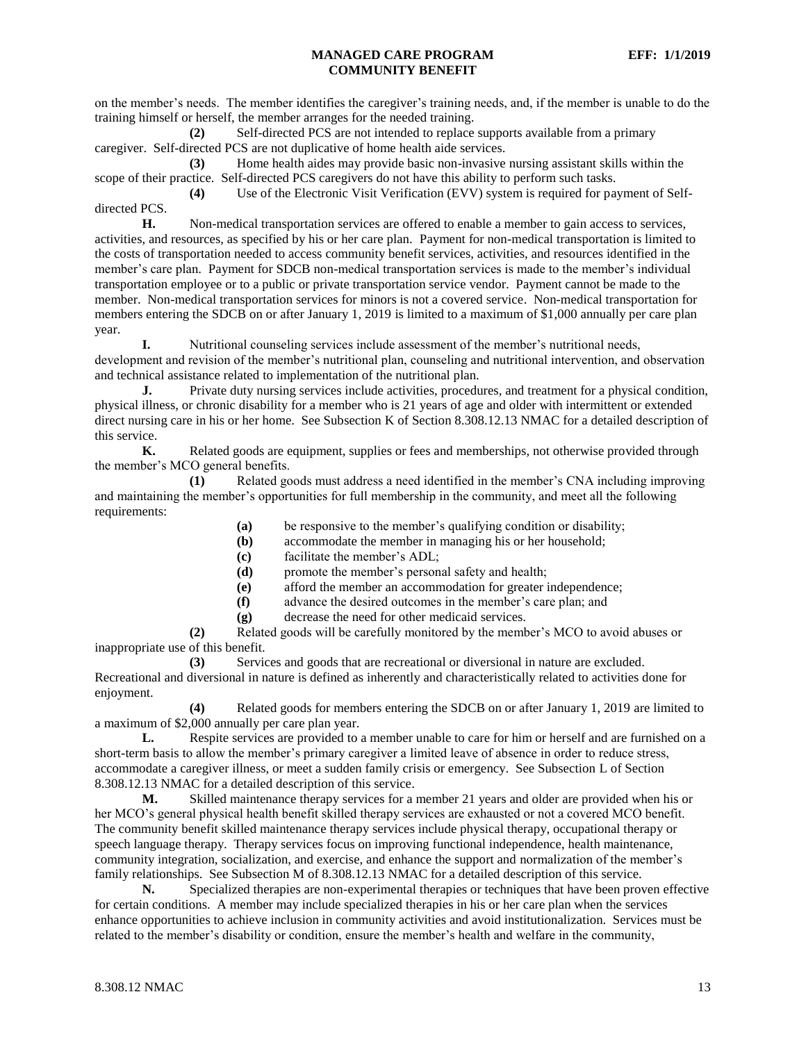on the member's needs. The member identifies the caregiver's training needs, and, if the member is unable to do the training himself or herself, the member arranges for the needed training.

**(2)** Self-directed PCS are not intended to replace supports available from a primary caregiver. Self-directed PCS are not duplicative of home health aide services.

**(3)** Home health aides may provide basic non-invasive nursing assistant skills within the scope of their practice. Self-directed PCS caregivers do not have this ability to perform such tasks.

**(4)** Use of the Electronic Visit Verification (EVV) system is required for payment of Self-directed PCS.

**H.** Non-medical transportation services are offered to enable a member to gain access to services, activities, and resources, as specified by his or her care plan. Payment for non-medical transportation is limited to the costs of transportation needed to access community benefit services, activities, and resources identified in the member's care plan. Payment for SDCB non-medical transportation services is made to the member's individual transportation employee or to a public or private transportation service vendor. Payment cannot be made to the member. Non-medical transportation services for minors is not a covered service. Non-medical transportation for members entering the SDCB on or after January 1, 2019 is limited to a maximum of $1,000 annually per care plan year.

**I.** Nutritional counseling services include assessment of the member's nutritional needs, development and revision of the member's nutritional plan, counseling and nutritional intervention, and observation and technical assistance related to implementation of the nutritional plan.

**J.** Private duty nursing services include activities, procedures, and treatment for a physical condition, physical illness, or chronic disability for a member who is 21 years of age and older with intermittent or extended direct nursing care in his or her home. See Subsection K of Section 8.308.12.13 NMAC for a detailed description of this service.

**K.** Related goods are equipment, supplies or fees and memberships, not otherwise provided through the member's MCO general benefits.

**(1)** Related goods must address a need identified in the member's CNA including improving and maintaining the member's opportunities for full membership in the community, and meet all the following requirements:

- **(a)** be responsive to the member's qualifying condition or disability;
- **(b)** accommodate the member in managing his or her household;
- **(c)** facilitate the member's ADL;
- **(d)** promote the member's personal safety and health;
- **(e)** afford the member an accommodation for greater independence;
- **(f)** advance the desired outcomes in the member's care plan; and
- **(g)** decrease the need for other medicaid services.

**(2)** Related goods will be carefully monitored by the member's MCO to avoid abuses or inappropriate use of this benefit.

**(3)** Services and goods that are recreational or diversional in nature are excluded. Recreational and diversional in nature is defined as inherently and characteristically related to activities done for enjoyment.

**(4)** Related goods for members entering the SDCB on or after January 1, 2019 are limited to a maximum of $2,000 annually per care plan year.

**L.** Respite services are provided to a member unable to care for him or herself and are furnished on a short-term basis to allow the member's primary caregiver a limited leave of absence in order to reduce stress, accommodate a caregiver illness, or meet a sudden family crisis or emergency. See Subsection L of Section 8.308.12.13 NMAC for a detailed description of this service.

**M.** Skilled maintenance therapy services for a member 21 years and older are provided when his or her MCO's general physical health benefit skilled therapy services are exhausted or not a covered MCO benefit. The community benefit skilled maintenance therapy services include physical therapy, occupational therapy or speech language therapy. Therapy services focus on improving functional independence, health maintenance, community integration, socialization, and exercise, and enhance the support and normalization of the member's family relationships. See Subsection M of 8.308.12.13 NMAC for a detailed description of this service.

**N.** Specialized therapies are non-experimental therapies or techniques that have been proven effective for certain conditions. A member may include specialized therapies in his or her care plan when the services enhance opportunities to achieve inclusion in community activities and avoid institutionalization. Services must be related to the member's disability or condition, ensure the member's health and welfare in the community,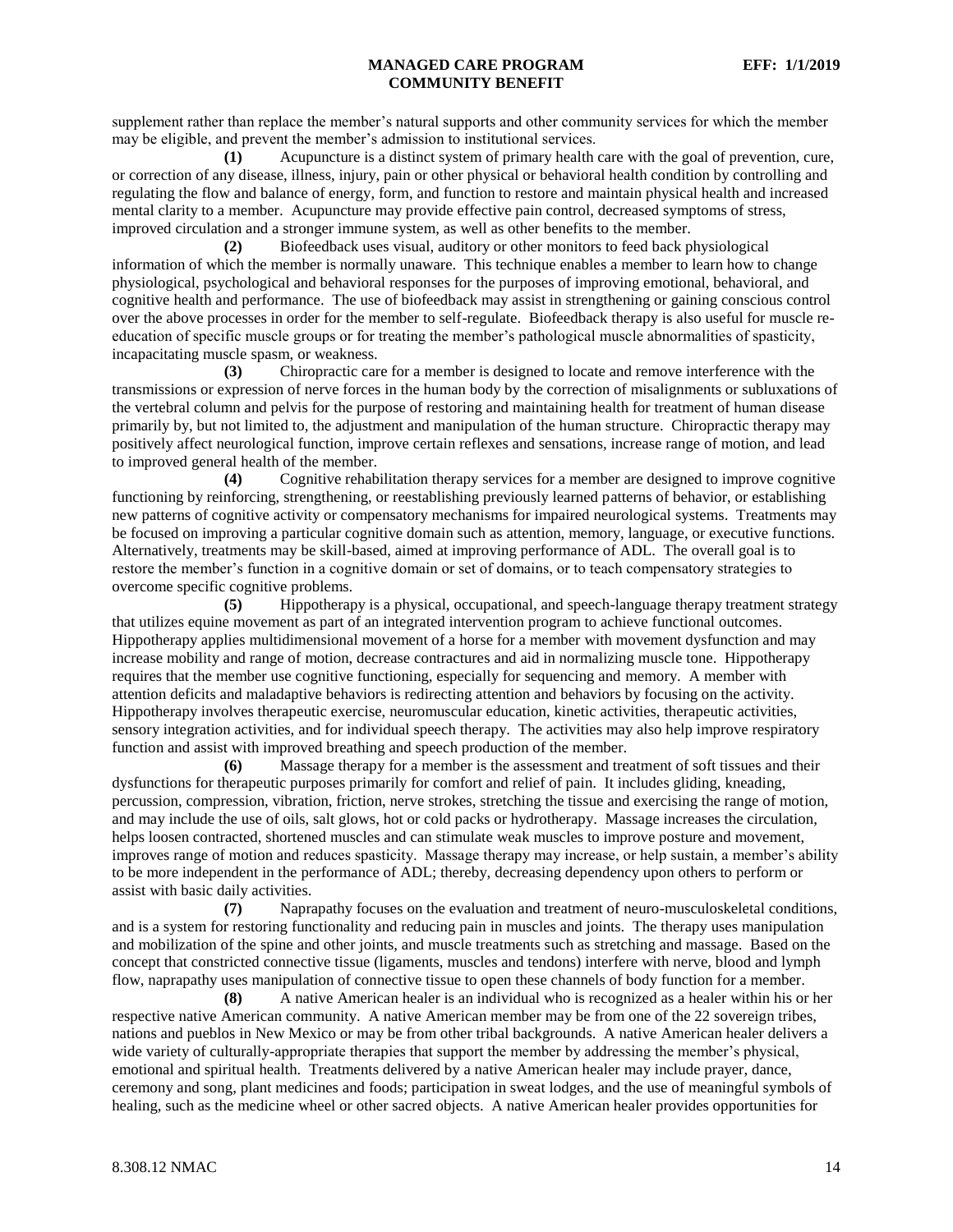supplement rather than replace the member's natural supports and other community services for which the member may be eligible, and prevent the member's admission to institutional services.

**(1)** Acupuncture is a distinct system of primary health care with the goal of prevention, cure, or correction of any disease, illness, injury, pain or other physical or behavioral health condition by controlling and regulating the flow and balance of energy, form, and function to restore and maintain physical health and increased mental clarity to a member. Acupuncture may provide effective pain control, decreased symptoms of stress, improved circulation and a stronger immune system, as well as other benefits to the member.

**(2)** Biofeedback uses visual, auditory or other monitors to feed back physiological information of which the member is normally unaware. This technique enables a member to learn how to change physiological, psychological and behavioral responses for the purposes of improving emotional, behavioral, and cognitive health and performance. The use of biofeedback may assist in strengthening or gaining conscious control over the above processes in order for the member to self-regulate. Biofeedback therapy is also useful for muscle re-education of specific muscle groups or for treating the member's pathological muscle abnormalities of spasticity, incapacitating muscle spasm, or weakness.

**(3)** Chiropractic care for a member is designed to locate and remove interference with the transmissions or expression of nerve forces in the human body by the correction of misalignments or subluxations of the vertebral column and pelvis for the purpose of restoring and maintaining health for treatment of human disease primarily by, but not limited to, the adjustment and manipulation of the human structure. Chiropractic therapy may positively affect neurological function, improve certain reflexes and sensations, increase range of motion, and lead to improved general health of the member.

**(4)** Cognitive rehabilitation therapy services for a member are designed to improve cognitive functioning by reinforcing, strengthening, or reestablishing previously learned patterns of behavior, or establishing new patterns of cognitive activity or compensatory mechanisms for impaired neurological systems. Treatments may be focused on improving a particular cognitive domain such as attention, memory, language, or executive functions. Alternatively, treatments may be skill-based, aimed at improving performance of ADL. The overall goal is to restore the member's function in a cognitive domain or set of domains, or to teach compensatory strategies to overcome specific cognitive problems.

**(5)** Hippotherapy is a physical, occupational, and speech-language therapy treatment strategy that utilizes equine movement as part of an integrated intervention program to achieve functional outcomes. Hippotherapy applies multidimensional movement of a horse for a member with movement dysfunction and may increase mobility and range of motion, decrease contractures and aid in normalizing muscle tone. Hippotherapy requires that the member use cognitive functioning, especially for sequencing and memory. A member with attention deficits and maladaptive behaviors is redirecting attention and behaviors by focusing on the activity. Hippotherapy involves therapeutic exercise, neuromuscular education, kinetic activities, therapeutic activities, sensory integration activities, and for individual speech therapy. The activities may also help improve respiratory function and assist with improved breathing and speech production of the member.

**(6)** Massage therapy for a member is the assessment and treatment of soft tissues and their dysfunctions for therapeutic purposes primarily for comfort and relief of pain. It includes gliding, kneading, percussion, compression, vibration, friction, nerve strokes, stretching the tissue and exercising the range of motion, and may include the use of oils, salt glows, hot or cold packs or hydrotherapy. Massage increases the circulation, helps loosen contracted, shortened muscles and can stimulate weak muscles to improve posture and movement, improves range of motion and reduces spasticity. Massage therapy may increase, or help sustain, a member's ability to be more independent in the performance of ADL; thereby, decreasing dependency upon others to perform or assist with basic daily activities.

**(7)** Naprapathy focuses on the evaluation and treatment of neuro-musculoskeletal conditions, and is a system for restoring functionality and reducing pain in muscles and joints. The therapy uses manipulation and mobilization of the spine and other joints, and muscle treatments such as stretching and massage. Based on the concept that constricted connective tissue (ligaments, muscles and tendons) interfere with nerve, blood and lymph flow, naprapathy uses manipulation of connective tissue to open these channels of body function for a member.

**(8)** A native American healer is an individual who is recognized as a healer within his or her respective native American community. A native American member may be from one of the 22 sovereign tribes, nations and pueblos in New Mexico or may be from other tribal backgrounds. A native American healer delivers a wide variety of culturally-appropriate therapies that support the member by addressing the member's physical, emotional and spiritual health. Treatments delivered by a native American healer may include prayer, dance, ceremony and song, plant medicines and foods; participation in sweat lodges, and the use of meaningful symbols of healing, such as the medicine wheel or other sacred objects. A native American healer provides opportunities for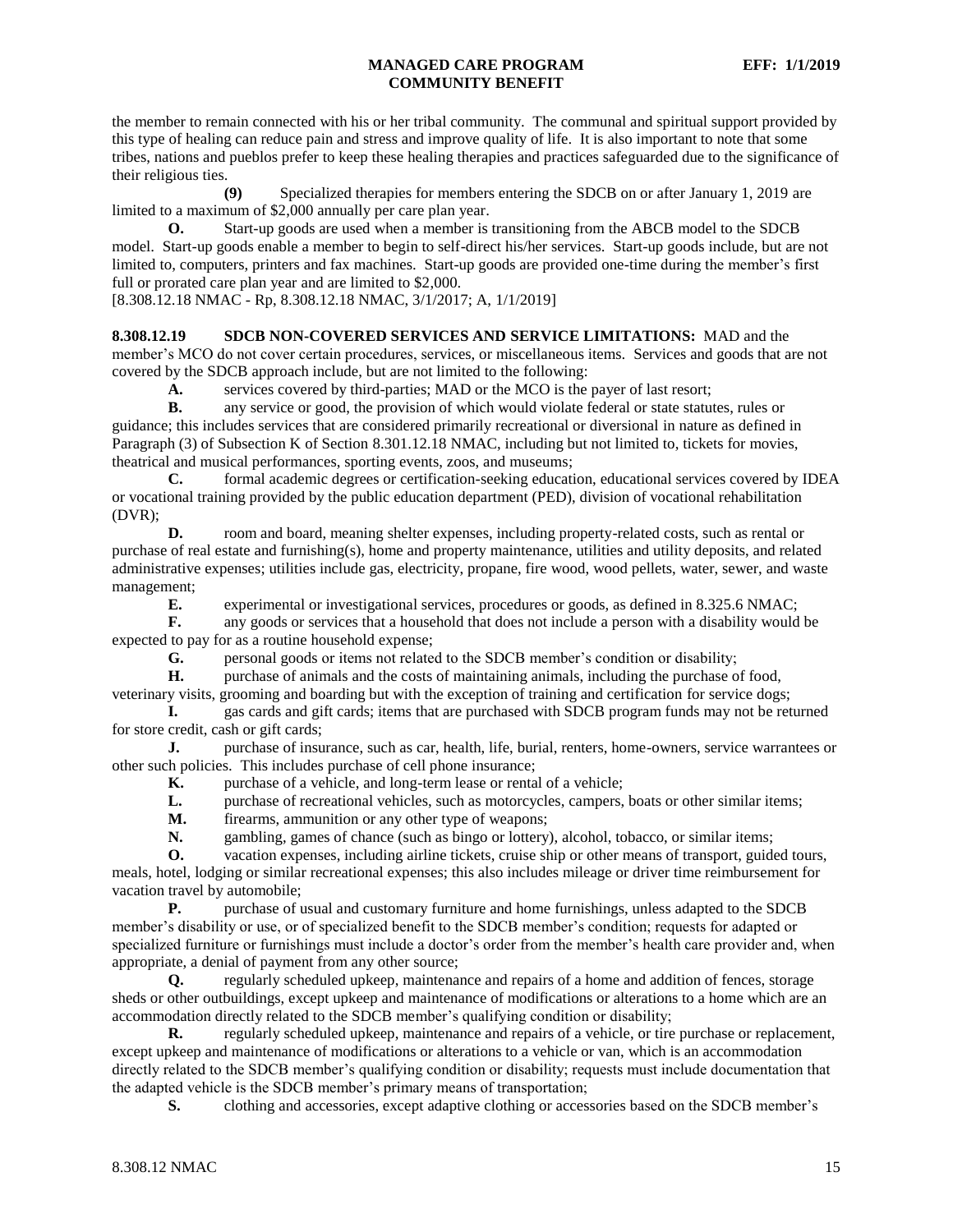the member to remain connected with his or her tribal community. The communal and spiritual support provided by this type of healing can reduce pain and stress and improve quality of life. It is also important to note that some tribes, nations and pueblos prefer to keep these healing therapies and practices safeguarded due to the significance of their religious ties.

**(9)** Specialized therapies for members entering the SDCB on or after January 1, 2019 are limited to a maximum of $2,000 annually per care plan year.

**O.** Start-up goods are used when a member is transitioning from the ABCB model to the SDCB model. Start-up goods enable a member to begin to self-direct his/her services. Start-up goods include, but are not limited to, computers, printers and fax machines. Start-up goods are provided one-time during the member's first full or prorated care plan year and are limited to $2,000.

[8.308.12.18 NMAC - Rp, 8.308.12.18 NMAC, 3/1/2017; A, 1/1/2019]

**8.308.12.19 SDCB NON-COVERED SERVICES AND SERVICE LIMITATIONS:** MAD and the member's MCO do not cover certain procedures, services, or miscellaneous items. Services and goods that are not covered by the SDCB approach include, but are not limited to the following:

**A.** services covered by third-parties; MAD or the MCO is the payer of last resort;

**B.** any service or good, the provision of which would violate federal or state statutes, rules or guidance; this includes services that are considered primarily recreational or diversional in nature as defined in Paragraph (3) of Subsection K of Section 8.301.12.18 NMAC, including but not limited to, tickets for movies, theatrical and musical performances, sporting events, zoos, and museums;

**C.** formal academic degrees or certification-seeking education, educational services covered by IDEA or vocational training provided by the public education department (PED), division of vocational rehabilitation (DVR);

**D.** room and board, meaning shelter expenses, including property-related costs, such as rental or purchase of real estate and furnishing(s), home and property maintenance, utilities and utility deposits, and related administrative expenses; utilities include gas, electricity, propane, fire wood, wood pellets, water, sewer, and waste management;

**E.** experimental or investigational services, procedures or goods, as defined in 8.325.6 NMAC;

**F.** any goods or services that a household that does not include a person with a disability would be expected to pay for as a routine household expense;

**G.** personal goods or items not related to the SDCB member's condition or disability;

**H.** purchase of animals and the costs of maintaining animals, including the purchase of food, veterinary visits, grooming and boarding but with the exception of training and certification for service dogs;

**I.** gas cards and gift cards; items that are purchased with SDCB program funds may not be returned for store credit, cash or gift cards;

**J.** purchase of insurance, such as car, health, life, burial, renters, home-owners, service warrantees or other such policies. This includes purchase of cell phone insurance;

**K.** purchase of a vehicle, and long-term lease or rental of a vehicle;

**L.** purchase of recreational vehicles, such as motorcycles, campers, boats or other similar items;

**M.** firearms, ammunition or any other type of weapons;

**N.** gambling, games of chance (such as bingo or lottery), alcohol, tobacco, or similar items;

**O.** vacation expenses, including airline tickets, cruise ship or other means of transport, guided tours, meals, hotel, lodging or similar recreational expenses; this also includes mileage or driver time reimbursement for vacation travel by automobile;

**P.** purchase of usual and customary furniture and home furnishings, unless adapted to the SDCB member's disability or use, or of specialized benefit to the SDCB member's condition; requests for adapted or specialized furniture or furnishings must include a doctor's order from the member's health care provider and, when appropriate, a denial of payment from any other source;

**Q.** regularly scheduled upkeep, maintenance and repairs of a home and addition of fences, storage sheds or other outbuildings, except upkeep and maintenance of modifications or alterations to a home which are an accommodation directly related to the SDCB member's qualifying condition or disability;

**R.** regularly scheduled upkeep, maintenance and repairs of a vehicle, or tire purchase or replacement, except upkeep and maintenance of modifications or alterations to a vehicle or van, which is an accommodation directly related to the SDCB member's qualifying condition or disability; requests must include documentation that the adapted vehicle is the SDCB member's primary means of transportation;

**S.** clothing and accessories, except adaptive clothing or accessories based on the SDCB member's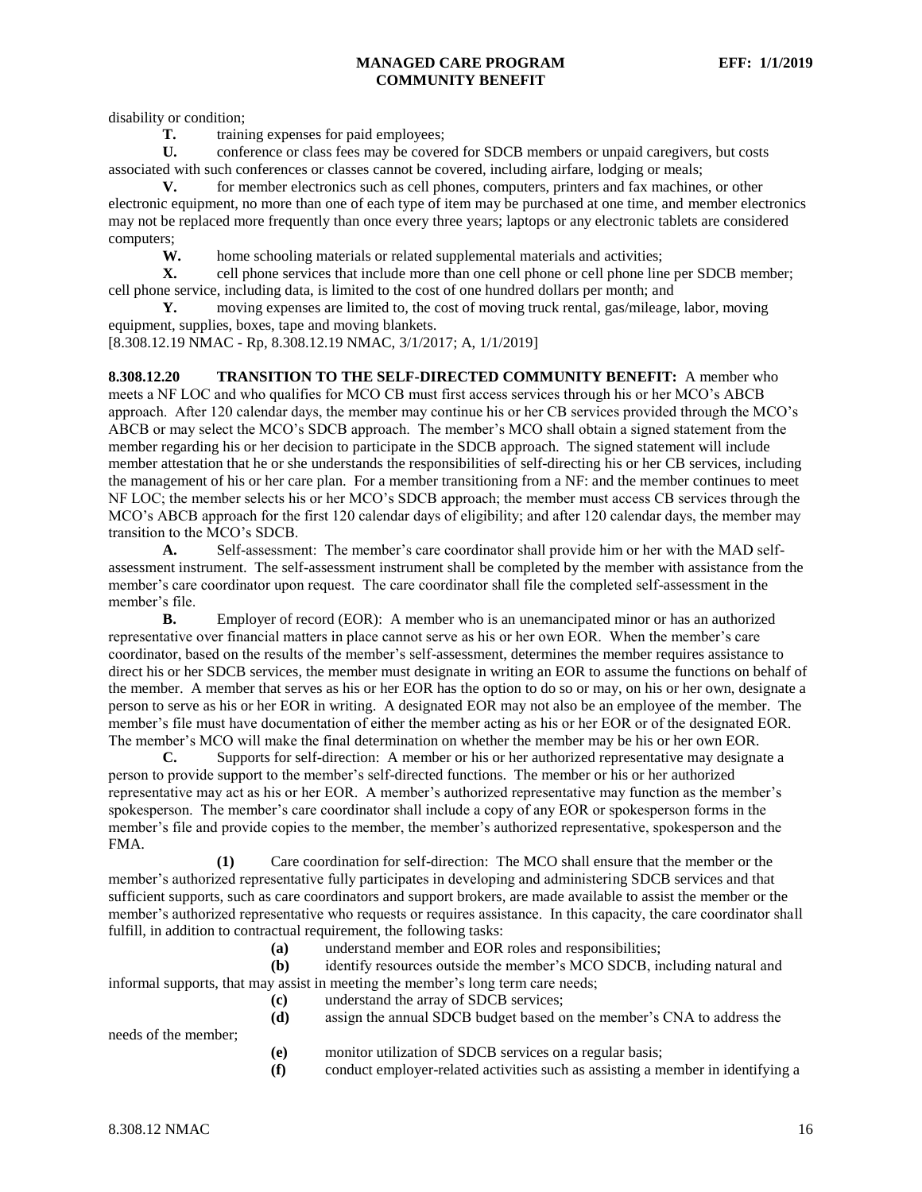disability or condition;

**T.** training expenses for paid employees;

**U.** conference or class fees may be covered for SDCB members or unpaid caregivers, but costs associated with such conferences or classes cannot be covered, including airfare, lodging or meals;

**V.** for member electronics such as cell phones, computers, printers and fax machines, or other electronic equipment, no more than one of each type of item may be purchased at one time, and member electronics may not be replaced more frequently than once every three years; laptops or any electronic tablets are considered computers;

**W.** home schooling materials or related supplemental materials and activities;

**X.** cell phone services that include more than one cell phone or cell phone line per SDCB member; cell phone service, including data, is limited to the cost of one hundred dollars per month; and

**Y.** moving expenses are limited to, the cost of moving truck rental, gas/mileage, labor, moving equipment, supplies, boxes, tape and moving blankets.

[8.308.12.19 NMAC - Rp, 8.308.12.19 NMAC, 3/1/2017; A, 1/1/2019]

**8.308.12.20 TRANSITION TO THE SELF-DIRECTED COMMUNITY BENEFIT:** A member who meets a NF LOC and who qualifies for MCO CB must first access services through his or her MCO's ABCB approach. After 120 calendar days, the member may continue his or her CB services provided through the MCO's ABCB or may select the MCO's SDCB approach. The member's MCO shall obtain a signed statement from the member regarding his or her decision to participate in the SDCB approach. The signed statement will include member attestation that he or she understands the responsibilities of self-directing his or her CB services, including the management of his or her care plan. For a member transitioning from a NF: and the member continues to meet NF LOC; the member selects his or her MCO's SDCB approach; the member must access CB services through the MCO's ABCB approach for the first 120 calendar days of eligibility; and after 120 calendar days, the member may transition to the MCO's SDCB.

**A.** Self-assessment: The member's care coordinator shall provide him or her with the MAD self-assessment instrument. The self-assessment instrument shall be completed by the member with assistance from the member's care coordinator upon request. The care coordinator shall file the completed self-assessment in the member's file.

**B.** Employer of record (EOR): A member who is an unemancipated minor or has an authorized representative over financial matters in place cannot serve as his or her own EOR. When the member's care coordinator, based on the results of the member's self-assessment, determines the member requires assistance to direct his or her SDCB services, the member must designate in writing an EOR to assume the functions on behalf of the member. A member that serves as his or her EOR has the option to do so or may, on his or her own, designate a person to serve as his or her EOR in writing. A designated EOR may not also be an employee of the member. The member's file must have documentation of either the member acting as his or her EOR or of the designated EOR. The member's MCO will make the final determination on whether the member may be his or her own EOR.

**C.** Supports for self-direction: A member or his or her authorized representative may designate a person to provide support to the member's self-directed functions. The member or his or her authorized representative may act as his or her EOR. A member's authorized representative may function as the member's spokesperson. The member's care coordinator shall include a copy of any EOR or spokesperson forms in the member's file and provide copies to the member, the member's authorized representative, spokesperson and the FMA.

**(1)** Care coordination for self-direction: The MCO shall ensure that the member or the member's authorized representative fully participates in developing and administering SDCB services and that sufficient supports, such as care coordinators and support brokers, are made available to assist the member or the member's authorized representative who requests or requires assistance. In this capacity, the care coordinator shall fulfill, in addition to contractual requirement, the following tasks:

**(a)** understand member and EOR roles and responsibilities;

**(b)** identify resources outside the member's MCO SDCB, including natural and informal supports, that may assist in meeting the member's long term care needs;

**(c)** understand the array of SDCB services;

**(d)** assign the annual SDCB budget based on the member's CNA to address the needs of the member;

**(e)** monitor utilization of SDCB services on a regular basis;

**(f)** conduct employer-related activities such as assisting a member in identifying a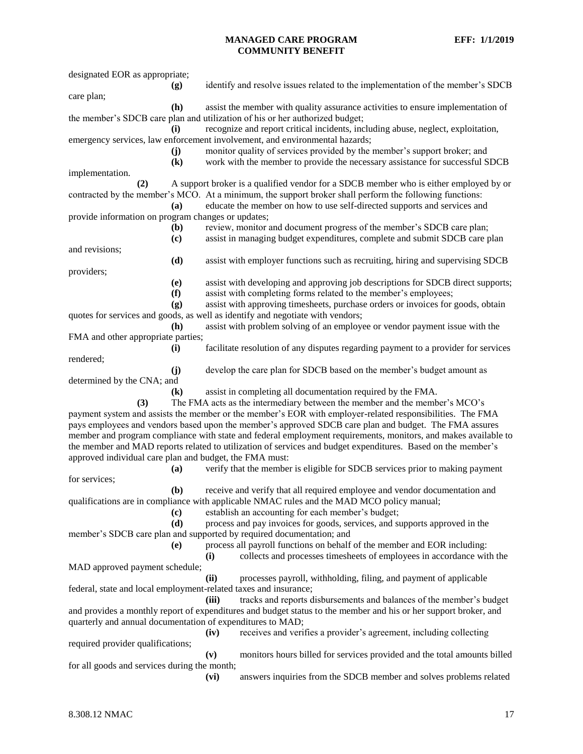designated EOR as appropriate;

**(g)** identify and resolve issues related to the implementation of the member's SDCB care plan;

**(h)** assist the member with quality assurance activities to ensure implementation of the member's SDCB care plan and utilization of his or her authorized budget;

**(i)** recognize and report critical incidents, including abuse, neglect, exploitation, emergency services, law enforcement involvement, and environmental hazards;

**(j)** monitor quality of services provided by the member's support broker; and

**(k)** work with the member to provide the necessary assistance for successful SDCB implementation.

**(2)** A support broker is a qualified vendor for a SDCB member who is either employed by or contracted by the member's MCO. At a minimum, the support broker shall perform the following functions:

**(a)** educate the member on how to use self-directed supports and services and provide information on program changes or updates;

**(b)** review, monitor and document progress of the member's SDCB care plan;

**(c)** assist in managing budget expenditures, complete and submit SDCB care plan and revisions;

**(d)** assist with employer functions such as recruiting, hiring and supervising SDCB providers;

**(e)** assist with developing and approving job descriptions for SDCB direct supports;

**(f)** assist with completing forms related to the member's employees;

**(g)** assist with approving timesheets, purchase orders or invoices for goods, obtain quotes for services and goods, as well as identify and negotiate with vendors;

**(h)** assist with problem solving of an employee or vendor payment issue with the FMA and other appropriate parties;

**(i)** facilitate resolution of any disputes regarding payment to a provider for services rendered;

**(j)** develop the care plan for SDCB based on the member's budget amount as determined by the CNA; and

**(k)** assist in completing all documentation required by the FMA.

**(3)** The FMA acts as the intermediary between the member and the member's MCO's payment system and assists the member or the member's EOR with employer-related responsibilities. The FMA pays employees and vendors based upon the member's approved SDCB care plan and budget. The FMA assures member and program compliance with state and federal employment requirements, monitors, and makes available to the member and MAD reports related to utilization of services and budget expenditures. Based on the member's approved individual care plan and budget, the FMA must:

**(a)** verify that the member is eligible for SDCB services prior to making payment for services;

**(b)** receive and verify that all required employee and vendor documentation and qualifications are in compliance with applicable NMAC rules and the MAD MCO policy manual;

**(c)** establish an accounting for each member's budget;

**(d)** process and pay invoices for goods, services, and supports approved in the member's SDCB care plan and supported by required documentation; and

**(e)** process all payroll functions on behalf of the member and EOR including:

**(i)** collects and processes timesheets of employees in accordance with the MAD approved payment schedule;

**(ii)** processes payroll, withholding, filing, and payment of applicable federal, state and local employment-related taxes and insurance;

**(iii)** tracks and reports disbursements and balances of the member's budget and provides a monthly report of expenditures and budget status to the member and his or her support broker, and quarterly and annual documentation of expenditures to MAD;

**(iv)** receives and verifies a provider's agreement, including collecting required provider qualifications;

**(v)** monitors hours billed for services provided and the total amounts billed for all goods and services during the month;

**(vi)** answers inquiries from the SDCB member and solves problems related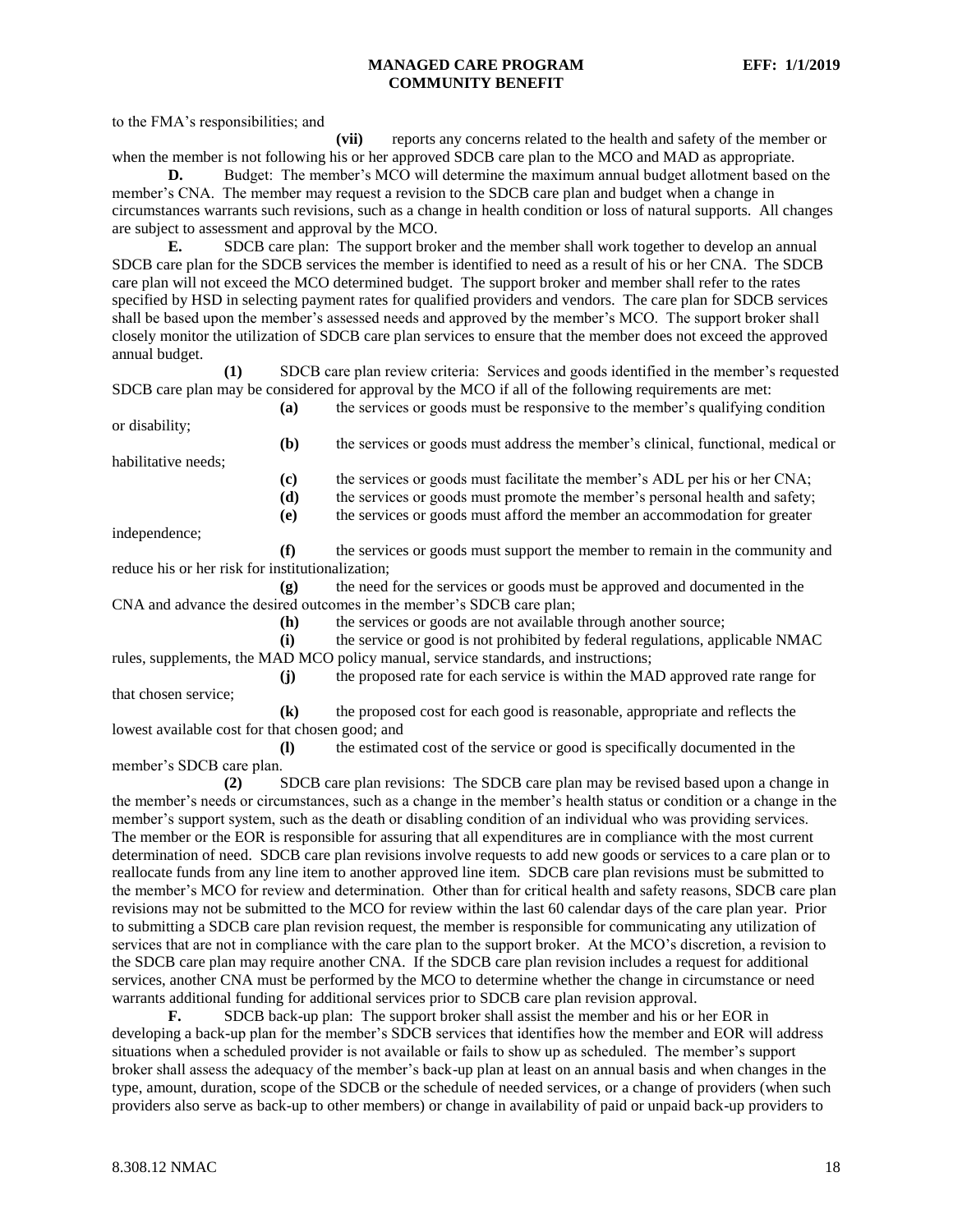to the FMA's responsibilities; and

**(vii)** reports any concerns related to the health and safety of the member or when the member is not following his or her approved SDCB care plan to the MCO and MAD as appropriate.

**D.** Budget: The member's MCO will determine the maximum annual budget allotment based on the member's CNA. The member may request a revision to the SDCB care plan and budget when a change in circumstances warrants such revisions, such as a change in health condition or loss of natural supports. All changes are subject to assessment and approval by the MCO.

**E.** SDCB care plan: The support broker and the member shall work together to develop an annual SDCB care plan for the SDCB services the member is identified to need as a result of his or her CNA. The SDCB care plan will not exceed the MCO determined budget. The support broker and member shall refer to the rates specified by HSD in selecting payment rates for qualified providers and vendors. The care plan for SDCB services shall be based upon the member's assessed needs and approved by the member's MCO. The support broker shall closely monitor the utilization of SDCB care plan services to ensure that the member does not exceed the approved annual budget.

**(1)** SDCB care plan review criteria: Services and goods identified in the member's requested SDCB care plan may be considered for approval by the MCO if all of the following requirements are met:

**(a)** the services or goods must be responsive to the member's qualifying condition or disability;

**(b)** the services or goods must address the member's clinical, functional, medical or habilitative needs;

**(c)** the services or goods must facilitate the member's ADL per his or her CNA;

**(d)** the services or goods must promote the member's personal health and safety;

**(e)** the services or goods must afford the member an accommodation for greater independence;

**(f)** the services or goods must support the member to remain in the community and reduce his or her risk for institutionalization;

**(g)** the need for the services or goods must be approved and documented in the CNA and advance the desired outcomes in the member's SDCB care plan;

**(h)** the services or goods are not available through another source;

**(i)** the service or good is not prohibited by federal regulations, applicable NMAC rules, supplements, the MAD MCO policy manual, service standards, and instructions;

**(j)** the proposed rate for each service is within the MAD approved rate range for that chosen service;

**(k)** the proposed cost for each good is reasonable, appropriate and reflects the lowest available cost for that chosen good; and

**(l)** the estimated cost of the service or good is specifically documented in the member's SDCB care plan.

**(2)** SDCB care plan revisions: The SDCB care plan may be revised based upon a change in the member's needs or circumstances, such as a change in the member's health status or condition or a change in the member's support system, such as the death or disabling condition of an individual who was providing services. The member or the EOR is responsible for assuring that all expenditures are in compliance with the most current determination of need. SDCB care plan revisions involve requests to add new goods or services to a care plan or to reallocate funds from any line item to another approved line item. SDCB care plan revisions must be submitted to the member's MCO for review and determination. Other than for critical health and safety reasons, SDCB care plan revisions may not be submitted to the MCO for review within the last 60 calendar days of the care plan year. Prior to submitting a SDCB care plan revision request, the member is responsible for communicating any utilization of services that are not in compliance with the care plan to the support broker. At the MCO's discretion, a revision to the SDCB care plan may require another CNA. If the SDCB care plan revision includes a request for additional services, another CNA must be performed by the MCO to determine whether the change in circumstance or need warrants additional funding for additional services prior to SDCB care plan revision approval.

**F.** SDCB back-up plan: The support broker shall assist the member and his or her EOR in developing a back-up plan for the member's SDCB services that identifies how the member and EOR will address situations when a scheduled provider is not available or fails to show up as scheduled. The member's support broker shall assess the adequacy of the member's back-up plan at least on an annual basis and when changes in the type, amount, duration, scope of the SDCB or the schedule of needed services, or a change of providers (when such providers also serve as back-up to other members) or change in availability of paid or unpaid back-up providers to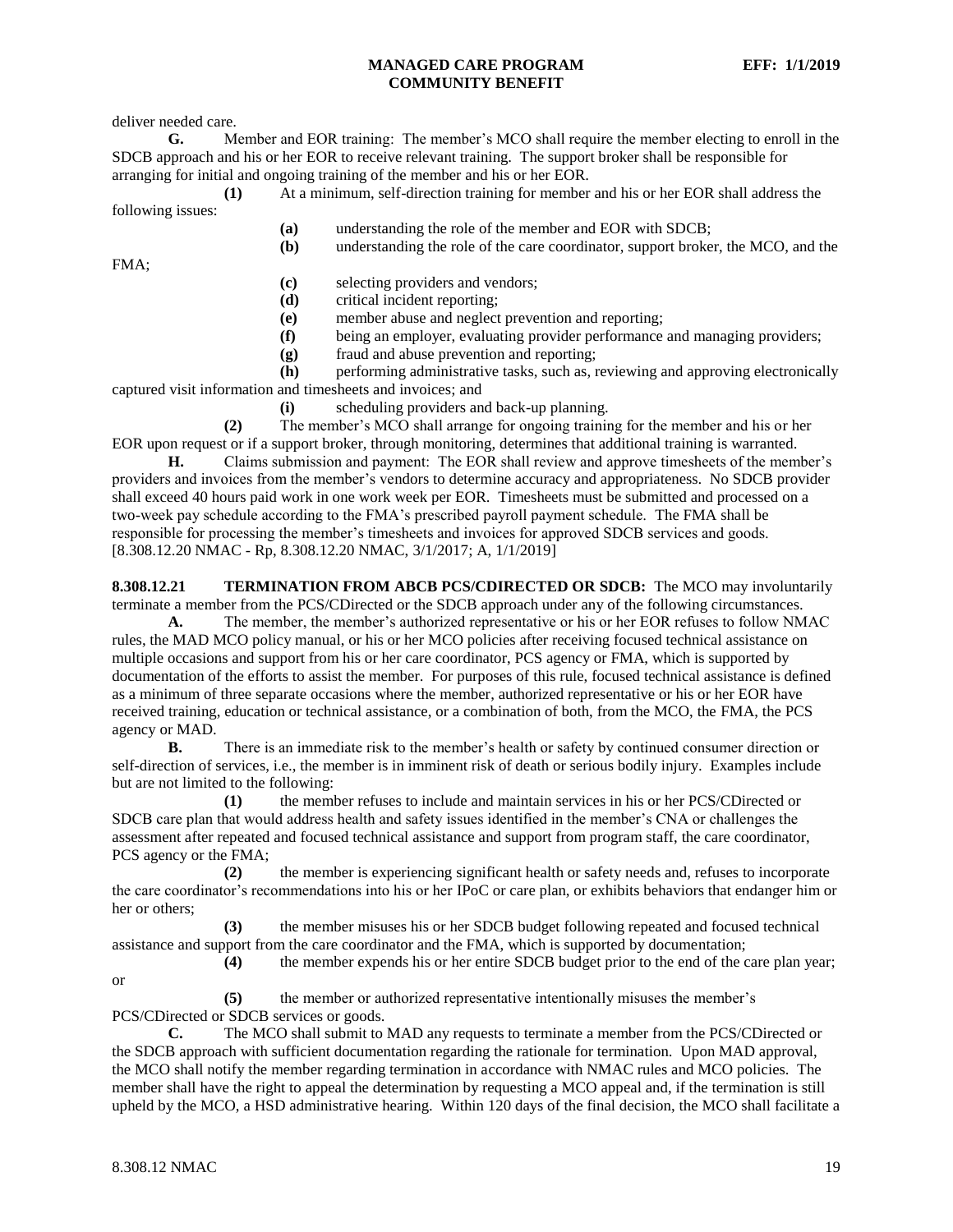deliver needed care.

**G.** Member and EOR training: The member's MCO shall require the member electing to enroll in the SDCB approach and his or her EOR to receive relevant training. The support broker shall be responsible for arranging for initial and ongoing training of the member and his or her EOR.

**(1)** At a minimum, self-direction training for member and his or her EOR shall address the following issues:

**(a)** understanding the role of the member and EOR with SDCB;

**(b)** understanding the role of the care coordinator, support broker, the MCO, and the FMA;

**(c)** selecting providers and vendors;

**(d)** critical incident reporting;

**(e)** member abuse and neglect prevention and reporting;

**(f)** being an employer, evaluating provider performance and managing providers;

**(g)** fraud and abuse prevention and reporting;

**(h)** performing administrative tasks, such as, reviewing and approving electronically captured visit information and timesheets and invoices; and

**(i)** scheduling providers and back-up planning.

**(2)** The member's MCO shall arrange for ongoing training for the member and his or her EOR upon request or if a support broker, through monitoring, determines that additional training is warranted.

**H.** Claims submission and payment: The EOR shall review and approve timesheets of the member's providers and invoices from the member's vendors to determine accuracy and appropriateness. No SDCB provider shall exceed 40 hours paid work in one work week per EOR. Timesheets must be submitted and processed on a two-week pay schedule according to the FMA's prescribed payroll payment schedule. The FMA shall be responsible for processing the member's timesheets and invoices for approved SDCB services and goods.
[8.308.12.20 NMAC - Rp, 8.308.12.20 NMAC, 3/1/2017; A, 1/1/2019]

**8.308.12.21 TERMINATION FROM ABCB PCS/CDIRECTED OR SDCB:** The MCO may involuntarily terminate a member from the PCS/CDirected or the SDCB approach under any of the following circumstances.

**A.** The member, the member's authorized representative or his or her EOR refuses to follow NMAC rules, the MAD MCO policy manual, or his or her MCO policies after receiving focused technical assistance on multiple occasions and support from his or her care coordinator, PCS agency or FMA, which is supported by documentation of the efforts to assist the member. For purposes of this rule, focused technical assistance is defined as a minimum of three separate occasions where the member, authorized representative or his or her EOR have received training, education or technical assistance, or a combination of both, from the MCO, the FMA, the PCS agency or MAD.

**B.** There is an immediate risk to the member's health or safety by continued consumer direction or self-direction of services, i.e., the member is in imminent risk of death or serious bodily injury. Examples include but are not limited to the following:

**(1)** the member refuses to include and maintain services in his or her PCS/CDirected or SDCB care plan that would address health and safety issues identified in the member's CNA or challenges the assessment after repeated and focused technical assistance and support from program staff, the care coordinator, PCS agency or the FMA;

**(2)** the member is experiencing significant health or safety needs and, refuses to incorporate the care coordinator's recommendations into his or her IPoC or care plan, or exhibits behaviors that endanger him or her or others;

**(3)** the member misuses his or her SDCB budget following repeated and focused technical assistance and support from the care coordinator and the FMA, which is supported by documentation;

**(4)** the member expends his or her entire SDCB budget prior to the end of the care plan year; or

**(5)** the member or authorized representative intentionally misuses the member's PCS/CDirected or SDCB services or goods.

**C.** The MCO shall submit to MAD any requests to terminate a member from the PCS/CDirected or the SDCB approach with sufficient documentation regarding the rationale for termination. Upon MAD approval, the MCO shall notify the member regarding termination in accordance with NMAC rules and MCO policies. The member shall have the right to appeal the determination by requesting a MCO appeal and, if the termination is still upheld by the MCO, a HSD administrative hearing. Within 120 days of the final decision, the MCO shall facilitate a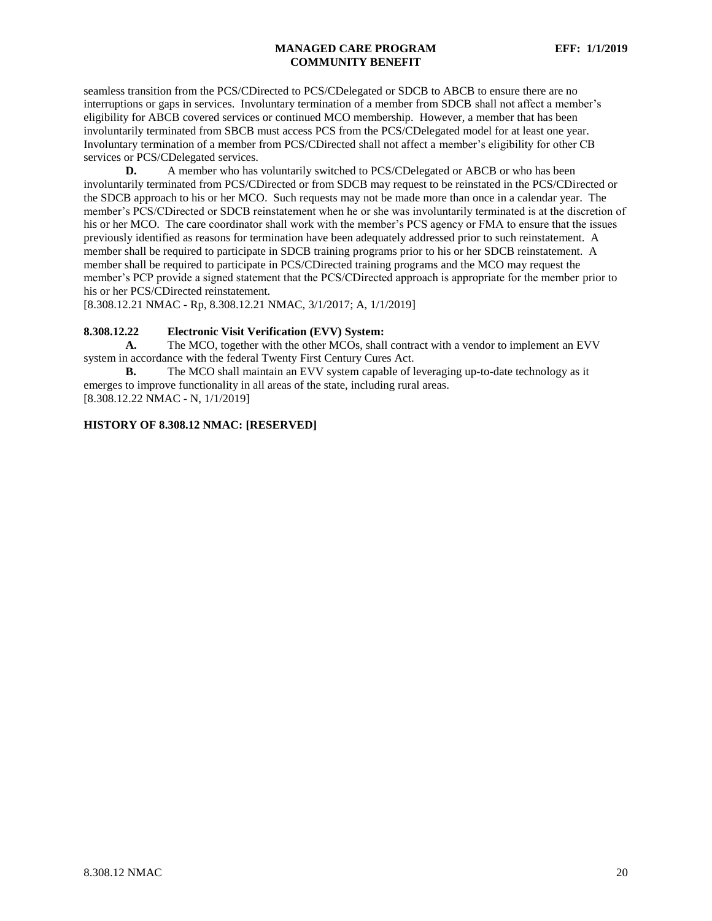seamless transition from the PCS/CDirected to PCS/CDelegated or SDCB to ABCB to ensure there are no interruptions or gaps in services. Involuntary termination of a member from SDCB shall not affect a member's eligibility for ABCB covered services or continued MCO membership. However, a member that has been involuntarily terminated from SBCB must access PCS from the PCS/CDelegated model for at least one year. Involuntary termination of a member from PCS/CDirected shall not affect a member's eligibility for other CB services or PCS/CDelegated services.

**D.** A member who has voluntarily switched to PCS/CDelegated or ABCB or who has been involuntarily terminated from PCS/CDirected or from SDCB may request to be reinstated in the PCS/CDirected or the SDCB approach to his or her MCO. Such requests may not be made more than once in a calendar year. The member's PCS/CDirected or SDCB reinstatement when he or she was involuntarily terminated is at the discretion of his or her MCO. The care coordinator shall work with the member's PCS agency or FMA to ensure that the issues previously identified as reasons for termination have been adequately addressed prior to such reinstatement. A member shall be required to participate in SDCB training programs prior to his or her SDCB reinstatement. A member shall be required to participate in PCS/CDirected training programs and the MCO may request the member's PCP provide a signed statement that the PCS/CDirected approach is appropriate for the member prior to his or her PCS/CDirected reinstatement.

[8.308.12.21 NMAC - Rp, 8.308.12.21 NMAC, 3/1/2017; A, 1/1/2019]

**8.308.12.22 Electronic Visit Verification (EVV) System:**

**A.** The MCO, together with the other MCOs, shall contract with a vendor to implement an EVV system in accordance with the federal Twenty First Century Cures Act.

**B.** The MCO shall maintain an EVV system capable of leveraging up-to-date technology as it emerges to improve functionality in all areas of the state, including rural areas.

[8.308.12.22 NMAC - N, 1/1/2019]

**HISTORY OF 8.308.12 NMAC: [RESERVED]**